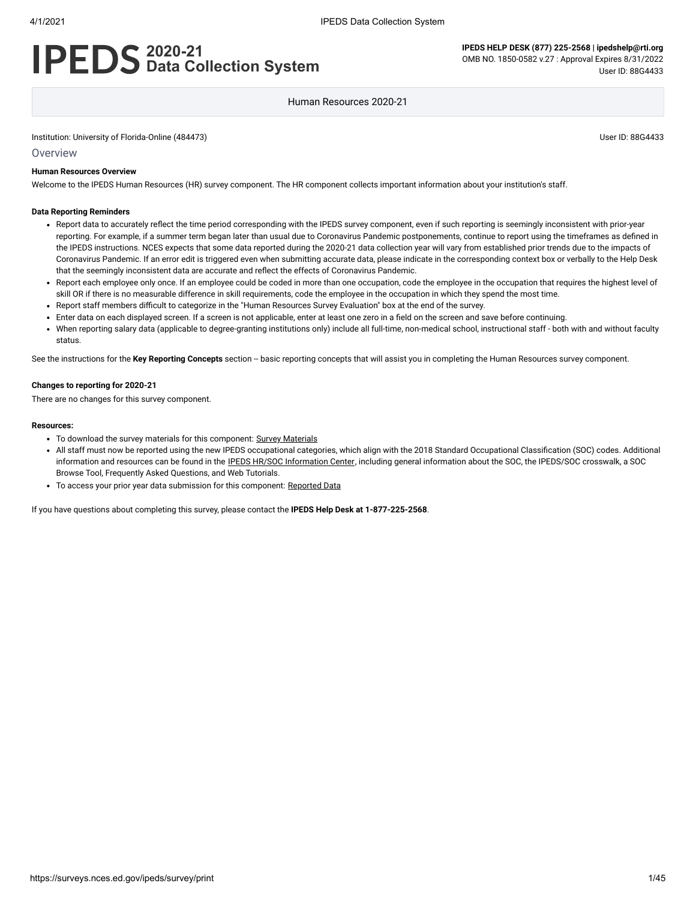# IPEDS 2020-21 Data Collection System

**IPEDS HELP DESK (877) 225-2568 | ipedshelp@rti.org**
OMB NO. 1850-0582 v.27 : Approval Expires 8/31/2022
User ID: 88G4433

Human Resources 2020-21

Institution: University of Florida-Online (484473)

User ID: 88G4433

## Overview

**Human Resources Overview**

Welcome to the IPEDS Human Resources (HR) survey component. The HR component collects important information about your institution's staff.

**Data Reporting Reminders**

- Report data to accurately reflect the time period corresponding with the IPEDS survey component, even if such reporting is seemingly inconsistent with prior-year reporting. For example, if a summer term began later than usual due to Coronavirus Pandemic postponements, continue to report using the timeframes as defined in the IPEDS instructions. NCES expects that some data reported during the 2020-21 data collection year will vary from established prior trends due to the impacts of Coronavirus Pandemic. If an error edit is triggered even when submitting accurate data, please indicate in the corresponding context box or verbally to the Help Desk that the seemingly inconsistent data are accurate and reflect the effects of Coronavirus Pandemic.
- Report each employee only once. If an employee could be coded in more than one occupation, code the employee in the occupation that requires the highest level of skill OR if there is no measurable difference in skill requirements, code the employee in the occupation in which they spend the most time.
- Report staff members difficult to categorize in the "Human Resources Survey Evaluation" box at the end of the survey.
- Enter data on each displayed screen. If a screen is not applicable, enter at least one zero in a field on the screen and save before continuing.
- When reporting salary data (applicable to degree-granting institutions only) include all full-time, non-medical school, instructional staff - both with and without faculty status.

See the instructions for the **Key Reporting Concepts** section -- basic reporting concepts that will assist you in completing the Human Resources survey component.

**Changes to reporting for 2020-21**

There are no changes for this survey component.

**Resources:**

- To download the survey materials for this component: Survey Materials
- All staff must now be reported using the new IPEDS occupational categories, which align with the 2018 Standard Occupational Classification (SOC) codes. Additional information and resources can be found in the IPEDS HR/SOC Information Center, including general information about the SOC, the IPEDS/SOC crosswalk, a SOC Browse Tool, Frequently Asked Questions, and Web Tutorials.
- To access your prior year data submission for this component: Reported Data

If you have questions about completing this survey, please contact the **IPEDS Help Desk at 1-877-225-2568**.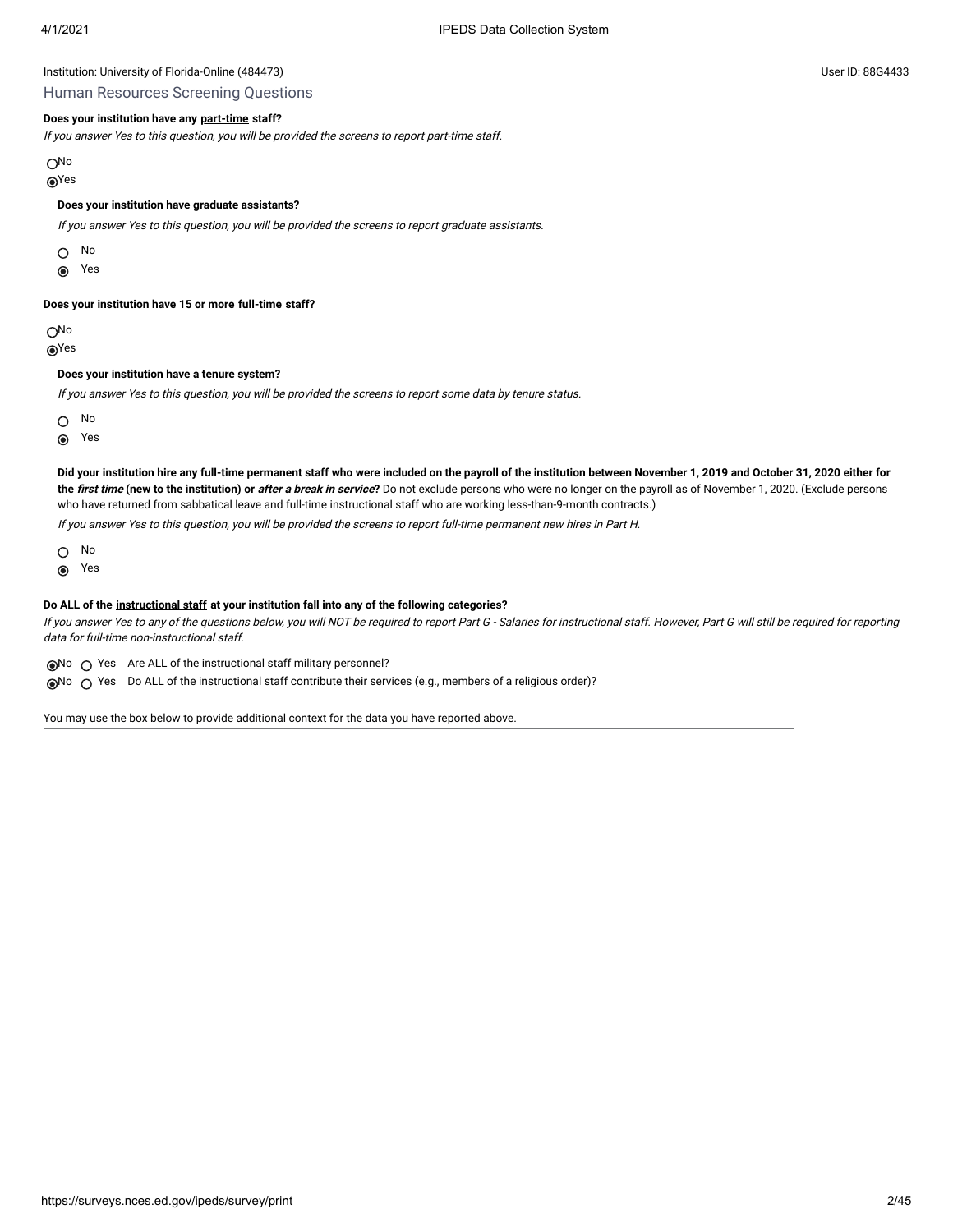Institution: University of Florida-Online (484473)

User ID: 88G4433

## Human Resources Screening Questions

**Does your institution have any part-time staff?**

*If you answer Yes to this question, you will be provided the screens to report part-time staff.*

- ○ No
- ◉ Yes

**Does your institution have graduate assistants?**

*If you answer Yes to this question, you will be provided the screens to report graduate assistants.*

- ○ No
- ◉ Yes

**Does your institution have 15 or more full-time staff?**

- ○ No
- ◉ Yes

**Does your institution have a tenure system?**

*If you answer Yes to this question, you will be provided the screens to report some data by tenure status.*

- ○ No
- ◉ Yes

**Did your institution hire any full-time permanent staff who were included on the payroll of the institution between November 1, 2019 and October 31, 2020 either for the *first time* (new to the institution) or *after a break in service*?** Do not exclude persons who were no longer on the payroll as of November 1, 2020. (Exclude persons who have returned from sabbatical leave and full-time instructional staff who are working less-than-9-month contracts.)

*If you answer Yes to this question, you will be provided the screens to report full-time permanent new hires in Part H.*

- ○ No
- ◉ Yes

**Do ALL of the instructional staff at your institution fall into any of the following categories?**

*If you answer Yes to any of the questions below, you will NOT be required to report Part G - Salaries for instructional staff. However, Part G will still be required for reporting data for full-time non-instructional staff.*

- ◉ No ○ Yes Are ALL of the instructional staff military personnel?
- ◉ No ○ Yes Do ALL of the instructional staff contribute their services (e.g., members of a religious order)?

You may use the box below to provide additional context for the data you have reported above.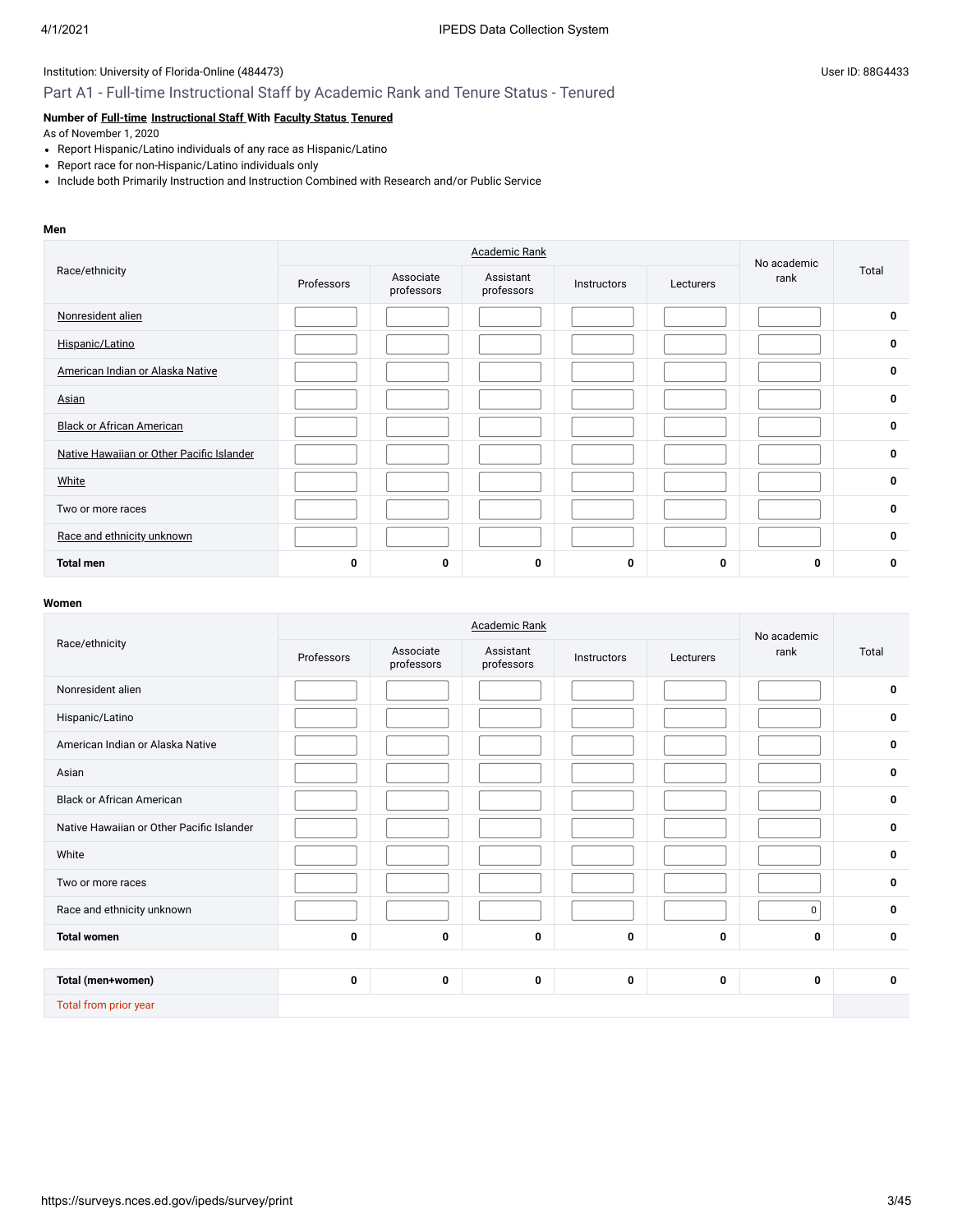Institution: University of Florida-Online (484473)

User ID: 88G4433

## Part A1 - Full-time Instructional Staff by Academic Rank and Tenure Status - Tenured

**Number of Full-time Instructional Staff With Faculty Status Tenured**

As of November 1, 2020

- Report Hispanic/Latino individuals of any race as Hispanic/Latino
- Report race for non-Hispanic/Latino individuals only
- Include both Primarily Instruction and Instruction Combined with Research and/or Public Service

**Men**

| Race/ethnicity | Academic Rank | | | | | No academic rank | Total |
|---|---|---|---|---|---|---|---|
| | Professors | Associate professors | Assistant professors | Instructors | Lecturers | | |
| Nonresident alien | | | | | | | 0 |
| Hispanic/Latino | | | | | | | 0 |
| American Indian or Alaska Native | | | | | | | 0 |
| Asian | | | | | | | 0 |
| Black or African American | | | | | | | 0 |
| Native Hawaiian or Other Pacific Islander | | | | | | | 0 |
| White | | | | | | | 0 |
| Two or more races | | | | | | | 0 |
| Race and ethnicity unknown | | | | | | | 0 |
| **Total men** | **0** | **0** | **0** | **0** | **0** | **0** | **0** |

**Women**

| Race/ethnicity | Academic Rank | | | | | No academic rank | Total |
|---|---|---|---|---|---|---|---|
| | Professors | Associate professors | Assistant professors | Instructors | Lecturers | | |
| Nonresident alien | | | | | | | 0 |
| Hispanic/Latino | | | | | | | 0 |
| American Indian or Alaska Native | | | | | | | 0 |
| Asian | | | | | | | 0 |
| Black or African American | | | | | | | 0 |
| Native Hawaiian or Other Pacific Islander | | | | | | | 0 |
| White | | | | | | | 0 |
| Two or more races | | | | | | | 0 |
| Race and ethnicity unknown | | | | | | 0 | 0 |
| **Total women** | **0** | **0** | **0** | **0** | **0** | **0** | **0** |

| | Professors | Associate professors | Assistant professors | Instructors | Lecturers | No academic rank | Total |
|---|---|---|---|---|---|---|---|
| **Total (men+women)** | **0** | **0** | **0** | **0** | **0** | **0** | **0** |
| Total from prior year | | | | | | | |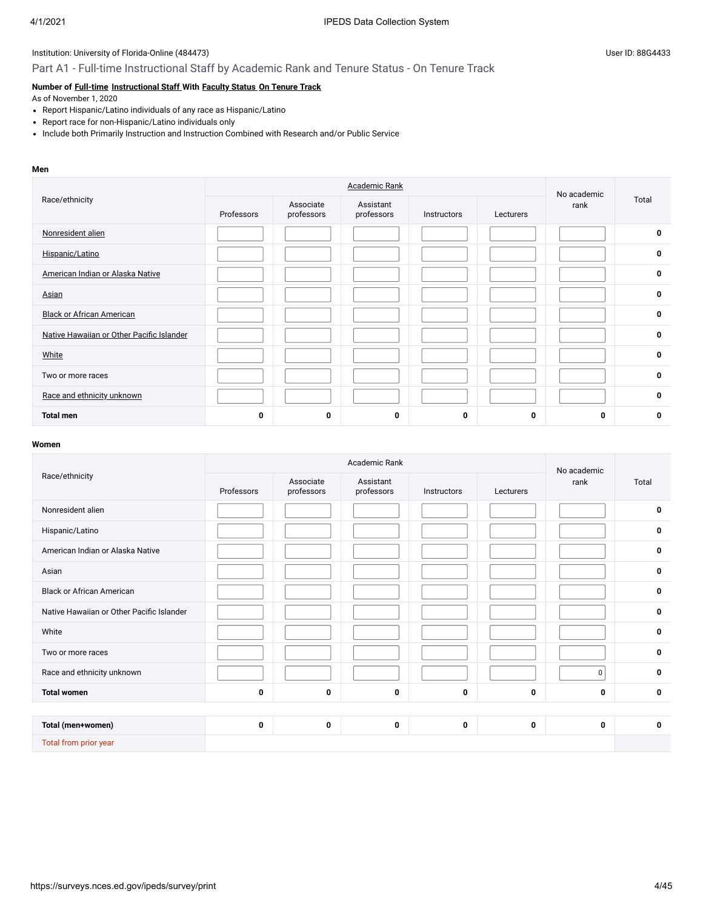Institution: University of Florida-Online (484473)

User ID: 88G4433

## Part A1 - Full-time Instructional Staff by Academic Rank and Tenure Status - On Tenure Track

**Number of Full-time Instructional Staff With Faculty Status On Tenure Track**

As of November 1, 2020

- Report Hispanic/Latino individuals of any race as Hispanic/Latino
- Report race for non-Hispanic/Latino individuals only
- Include both Primarily Instruction and Instruction Combined with Research and/or Public Service

**Men**

| Race/ethnicity | Academic Rank | | | | | No academic rank | Total |
|---|---|---|---|---|---|---|---|
| | Professors | Associate professors | Assistant professors | Instructors | Lecturers | | |
| Nonresident alien | | | | | | | 0 |
| Hispanic/Latino | | | | | | | 0 |
| American Indian or Alaska Native | | | | | | | 0 |
| Asian | | | | | | | 0 |
| Black or African American | | | | | | | 0 |
| Native Hawaiian or Other Pacific Islander | | | | | | | 0 |
| White | | | | | | | 0 |
| Two or more races | | | | | | | 0 |
| Race and ethnicity unknown | | | | | | | 0 |
| **Total men** | **0** | **0** | **0** | **0** | **0** | **0** | **0** |

**Women**

| Race/ethnicity | Academic Rank | | | | | No academic rank | Total |
|---|---|---|---|---|---|---|---|
| | Professors | Associate professors | Assistant professors | Instructors | Lecturers | | |
| Nonresident alien | | | | | | | 0 |
| Hispanic/Latino | | | | | | | 0 |
| American Indian or Alaska Native | | | | | | | 0 |
| Asian | | | | | | | 0 |
| Black or African American | | | | | | | 0 |
| Native Hawaiian or Other Pacific Islander | | | | | | | 0 |
| White | | | | | | | 0 |
| Two or more races | | | | | | | 0 |
| Race and ethnicity unknown | | | | | | 0 | 0 |
| **Total women** | **0** | **0** | **0** | **0** | **0** | **0** | **0** |

| | Professors | Associate professors | Assistant professors | Instructors | Lecturers | No academic rank | Total |
|---|---|---|---|---|---|---|---|
| **Total (men+women)** | **0** | **0** | **0** | **0** | **0** | **0** | **0** |
| Total from prior year | | | | | | | |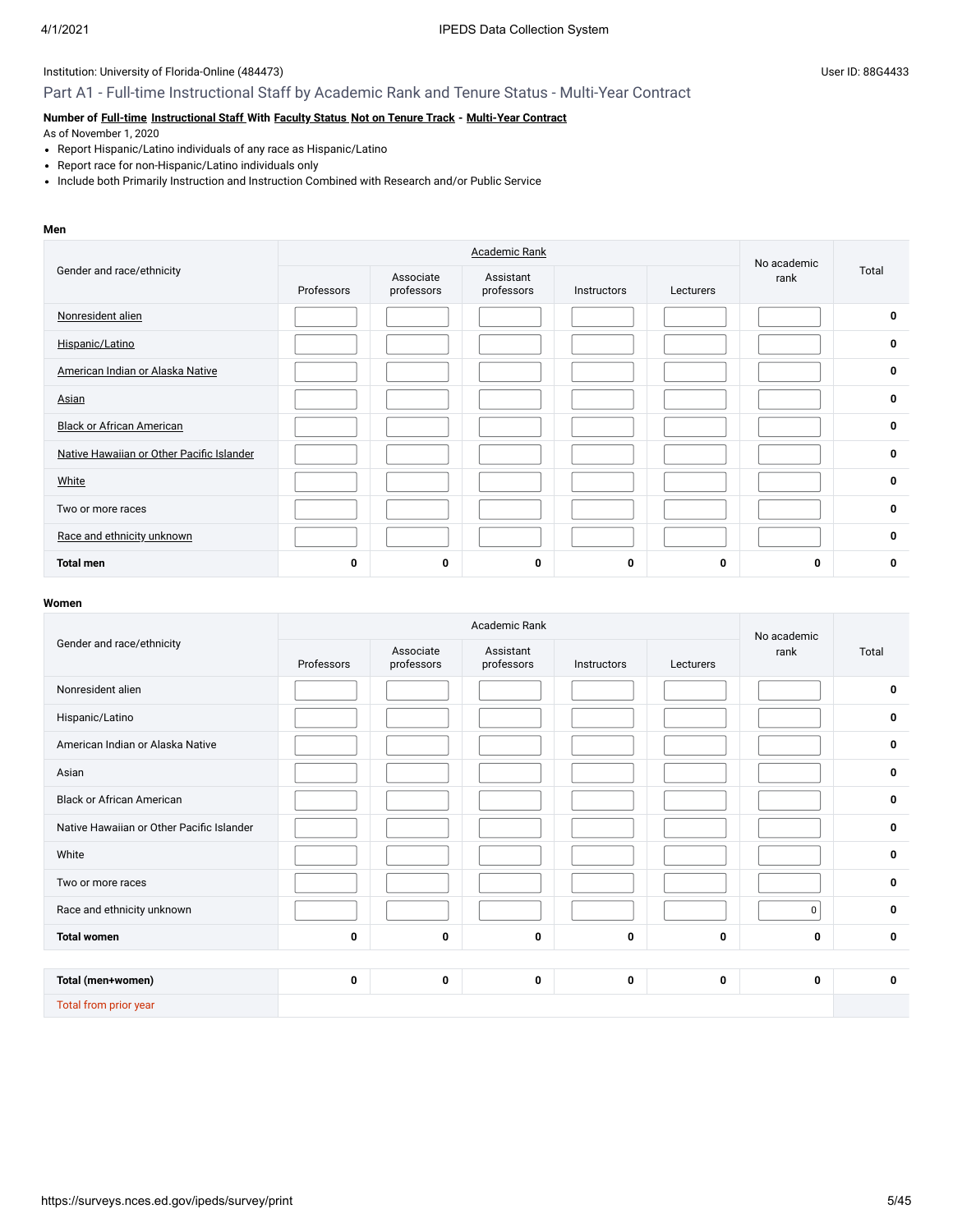Institution: University of Florida-Online (484473)

User ID: 88G4433

## Part A1 - Full-time Instructional Staff by Academic Rank and Tenure Status - Multi-Year Contract

**Number of Full-time Instructional Staff With Faculty Status Not on Tenure Track - Multi-Year Contract**

As of November 1, 2020

- Report Hispanic/Latino individuals of any race as Hispanic/Latino
- Report race for non-Hispanic/Latino individuals only
- Include both Primarily Instruction and Instruction Combined with Research and/or Public Service

**Men**

| Gender and race/ethnicity | Academic Rank | | | | | No academic rank | Total |
|---|---|---|---|---|---|---|---|
| | Professors | Associate professors | Assistant professors | Instructors | Lecturers | | |
| Nonresident alien | | | | | | | 0 |
| Hispanic/Latino | | | | | | | 0 |
| American Indian or Alaska Native | | | | | | | 0 |
| Asian | | | | | | | 0 |
| Black or African American | | | | | | | 0 |
| Native Hawaiian or Other Pacific Islander | | | | | | | 0 |
| White | | | | | | | 0 |
| Two or more races | | | | | | | 0 |
| Race and ethnicity unknown | | | | | | | 0 |
| **Total men** | **0** | **0** | **0** | **0** | **0** | **0** | **0** |

**Women**

| Gender and race/ethnicity | Academic Rank | | | | | No academic rank | Total |
|---|---|---|---|---|---|---|---|
| | Professors | Associate professors | Assistant professors | Instructors | Lecturers | | |
| Nonresident alien | | | | | | | 0 |
| Hispanic/Latino | | | | | | | 0 |
| American Indian or Alaska Native | | | | | | | 0 |
| Asian | | | | | | | 0 |
| Black or African American | | | | | | | 0 |
| Native Hawaiian or Other Pacific Islander | | | | | | | 0 |
| White | | | | | | | 0 |
| Two or more races | | | | | | | 0 |
| Race and ethnicity unknown | | | | | | 0 | 0 |
| **Total women** | **0** | **0** | **0** | **0** | **0** | **0** | **0** |

| | Professors | Associate professors | Assistant professors | Instructors | Lecturers | No academic rank | Total |
|---|---|---|---|---|---|---|---|
| **Total (men+women)** | **0** | **0** | **0** | **0** | **0** | **0** | **0** |
| Total from prior year | | | | | | | |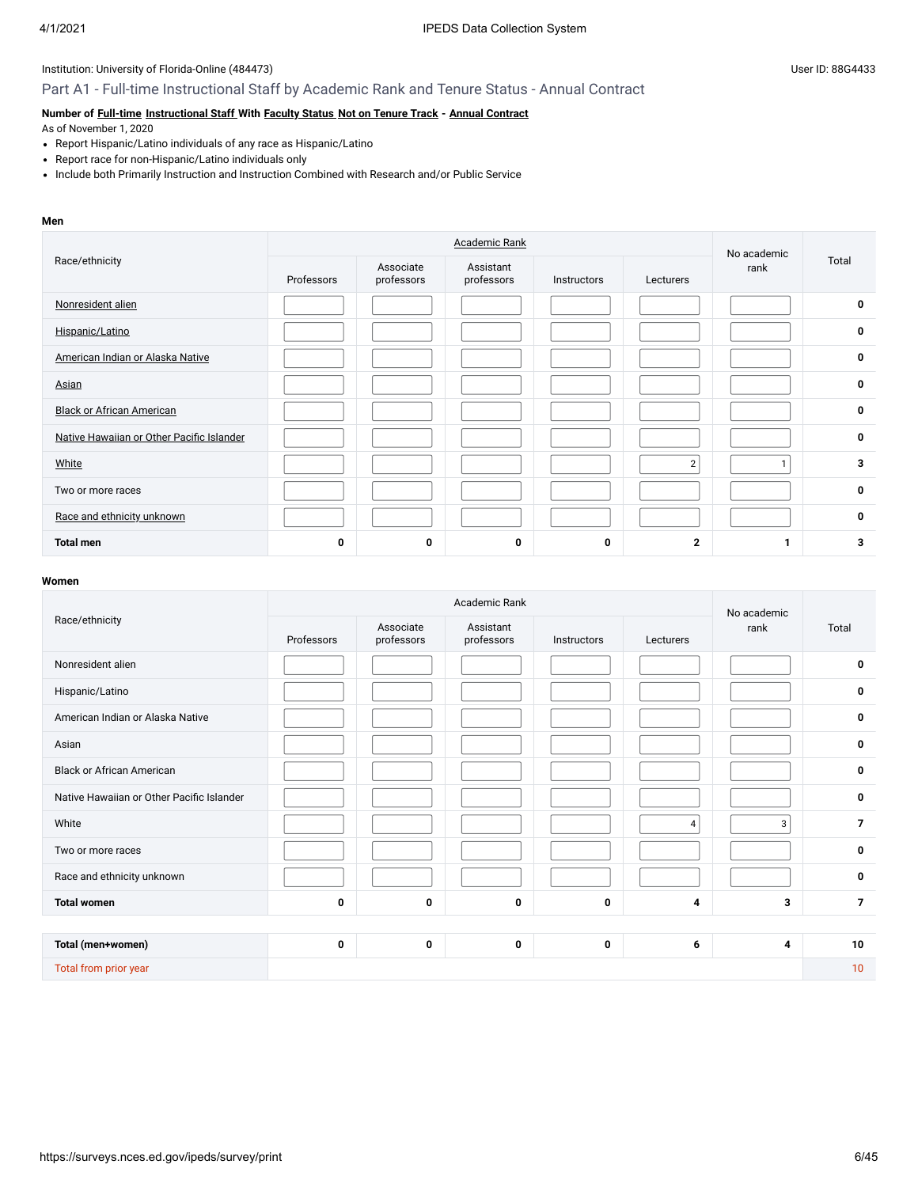Institution: University of Florida-Online (484473)

User ID: 88G4433

## Part A1 - Full-time Instructional Staff by Academic Rank and Tenure Status - Annual Contract

**Number of Full-time Instructional Staff With Faculty Status Not on Tenure Track - Annual Contract**

As of November 1, 2020

- Report Hispanic/Latino individuals of any race as Hispanic/Latino
- Report race for non-Hispanic/Latino individuals only
- Include both Primarily Instruction and Instruction Combined with Research and/or Public Service

**Men**

| Race/ethnicity | Academic Rank | | | | | No academic rank | Total |
|---|---|---|---|---|---|---|---|
| | Professors | Associate professors | Assistant professors | Instructors | Lecturers | | |
| Nonresident alien | | | | | | | 0 |
| Hispanic/Latino | | | | | | | 0 |
| American Indian or Alaska Native | | | | | | | 0 |
| Asian | | | | | | | 0 |
| Black or African American | | | | | | | 0 |
| Native Hawaiian or Other Pacific Islander | | | | | | | 0 |
| White | | | | | 2 | 1 | 3 |
| Two or more races | | | | | | | 0 |
| Race and ethnicity unknown | | | | | | | 0 |
| **Total men** | **0** | **0** | **0** | **0** | **2** | **1** | **3** |

**Women**

| Race/ethnicity | Academic Rank | | | | | No academic rank | Total |
|---|---|---|---|---|---|---|---|
| | Professors | Associate professors | Assistant professors | Instructors | Lecturers | | |
| Nonresident alien | | | | | | | 0 |
| Hispanic/Latino | | | | | | | 0 |
| American Indian or Alaska Native | | | | | | | 0 |
| Asian | | | | | | | 0 |
| Black or African American | | | | | | | 0 |
| Native Hawaiian or Other Pacific Islander | | | | | | | 0 |
| White | | | | | 4 | 3 | 7 |
| Two or more races | | | | | | | 0 |
| Race and ethnicity unknown | | | | | | | 0 |
| **Total women** | **0** | **0** | **0** | **0** | **4** | **3** | **7** |

| | Professors | Associate professors | Assistant professors | Instructors | Lecturers | No academic rank | Total |
|---|---|---|---|---|---|---|---|
| **Total (men+women)** | **0** | **0** | **0** | **0** | **6** | **4** | **10** |
| Total from prior year | | | | | | | 10 |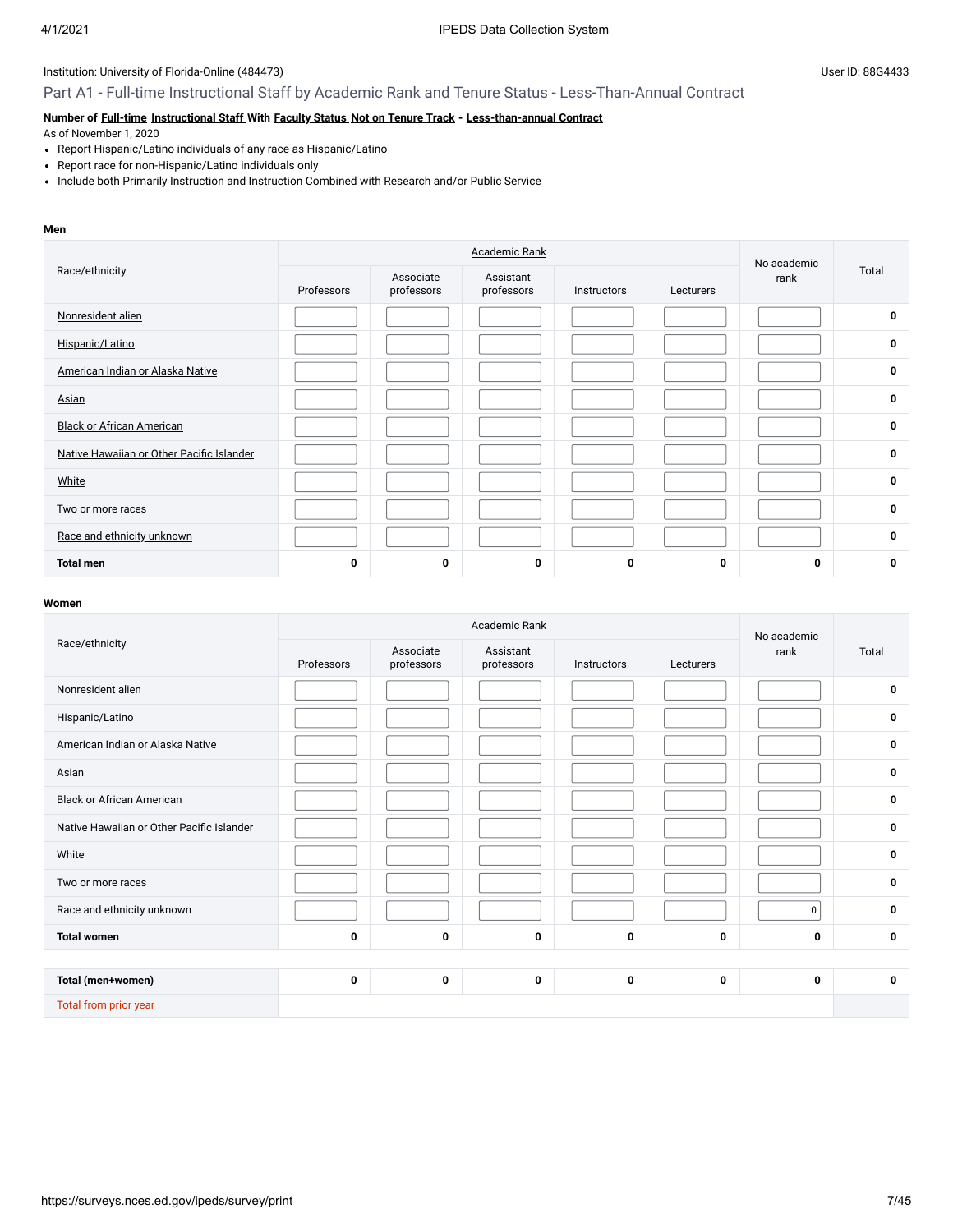Institution: University of Florida-Online (484473)

User ID: 88G4433

## Part A1 - Full-time Instructional Staff by Academic Rank and Tenure Status - Less-Than-Annual Contract

**Number of Full-time Instructional Staff With Faculty Status Not on Tenure Track - Less-than-annual Contract**

As of November 1, 2020

- Report Hispanic/Latino individuals of any race as Hispanic/Latino
- Report race for non-Hispanic/Latino individuals only
- Include both Primarily Instruction and Instruction Combined with Research and/or Public Service

**Men**

| Race/ethnicity | Academic Rank | | | | | No academic rank | Total |
|---|---|---|---|---|---|---|---|
| | Professors | Associate professors | Assistant professors | Instructors | Lecturers | | |
| Nonresident alien | | | | | | | 0 |
| Hispanic/Latino | | | | | | | 0 |
| American Indian or Alaska Native | | | | | | | 0 |
| Asian | | | | | | | 0 |
| Black or African American | | | | | | | 0 |
| Native Hawaiian or Other Pacific Islander | | | | | | | 0 |
| White | | | | | | | 0 |
| Two or more races | | | | | | | 0 |
| Race and ethnicity unknown | | | | | | | 0 |
| **Total men** | **0** | **0** | **0** | **0** | **0** | **0** | **0** |

**Women**

| Race/ethnicity | Academic Rank | | | | | No academic rank | Total |
|---|---|---|---|---|---|---|---|
| | Professors | Associate professors | Assistant professors | Instructors | Lecturers | | |
| Nonresident alien | | | | | | | 0 |
| Hispanic/Latino | | | | | | | 0 |
| American Indian or Alaska Native | | | | | | | 0 |
| Asian | | | | | | | 0 |
| Black or African American | | | | | | | 0 |
| Native Hawaiian or Other Pacific Islander | | | | | | | 0 |
| White | | | | | | | 0 |
| Two or more races | | | | | | | 0 |
| Race and ethnicity unknown | | | | | | 0 | 0 |
| **Total women** | **0** | **0** | **0** | **0** | **0** | **0** | **0** |
| | | | | | | | |
| **Total (men+women)** | **0** | **0** | **0** | **0** | **0** | **0** | **0** |
| Total from prior year | | | | | | | |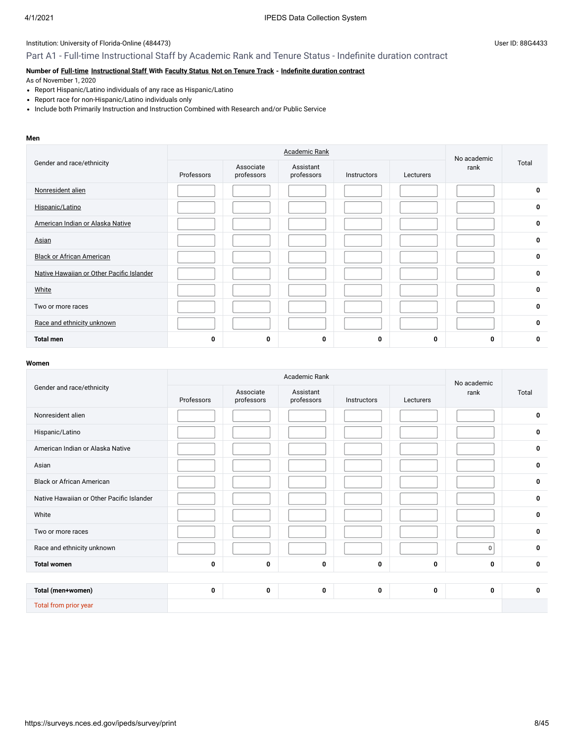Institution: University of Florida-Online (484473)

User ID: 88G4433

## Part A1 - Full-time Instructional Staff by Academic Rank and Tenure Status - Indefinite duration contract

**Number of Full-time Instructional Staff With Faculty Status Not on Tenure Track - Indefinite duration contract**

As of November 1, 2020

- Report Hispanic/Latino individuals of any race as Hispanic/Latino
- Report race for non-Hispanic/Latino individuals only
- Include both Primarily Instruction and Instruction Combined with Research and/or Public Service

**Men**

| Gender and race/ethnicity | Academic Rank | | | | | No academic rank | Total |
|---|---|---|---|---|---|---|---|
| | Professors | Associate professors | Assistant professors | Instructors | Lecturers | | |
| Nonresident alien | | | | | | | 0 |
| Hispanic/Latino | | | | | | | 0 |
| American Indian or Alaska Native | | | | | | | 0 |
| Asian | | | | | | | 0 |
| Black or African American | | | | | | | 0 |
| Native Hawaiian or Other Pacific Islander | | | | | | | 0 |
| White | | | | | | | 0 |
| Two or more races | | | | | | | 0 |
| Race and ethnicity unknown | | | | | | | 0 |
| **Total men** | 0 | 0 | 0 | 0 | 0 | 0 | 0 |

**Women**

| Gender and race/ethnicity | Academic Rank | | | | | No academic rank | Total |
|---|---|---|---|---|---|---|---|
| | Professors | Associate professors | Assistant professors | Instructors | Lecturers | | |
| Nonresident alien | | | | | | | 0 |
| Hispanic/Latino | | | | | | | 0 |
| American Indian or Alaska Native | | | | | | | 0 |
| Asian | | | | | | | 0 |
| Black or African American | | | | | | | 0 |
| Native Hawaiian or Other Pacific Islander | | | | | | | 0 |
| White | | | | | | | 0 |
| Two or more races | | | | | | | 0 |
| Race and ethnicity unknown | | | | | | 0 | 0 |
| **Total women** | 0 | 0 | 0 | 0 | 0 | 0 | 0 |
| | | | | | | | |
| **Total (men+women)** | 0 | 0 | 0 | 0 | 0 | 0 | 0 |
| Total from prior year | | | | | | | |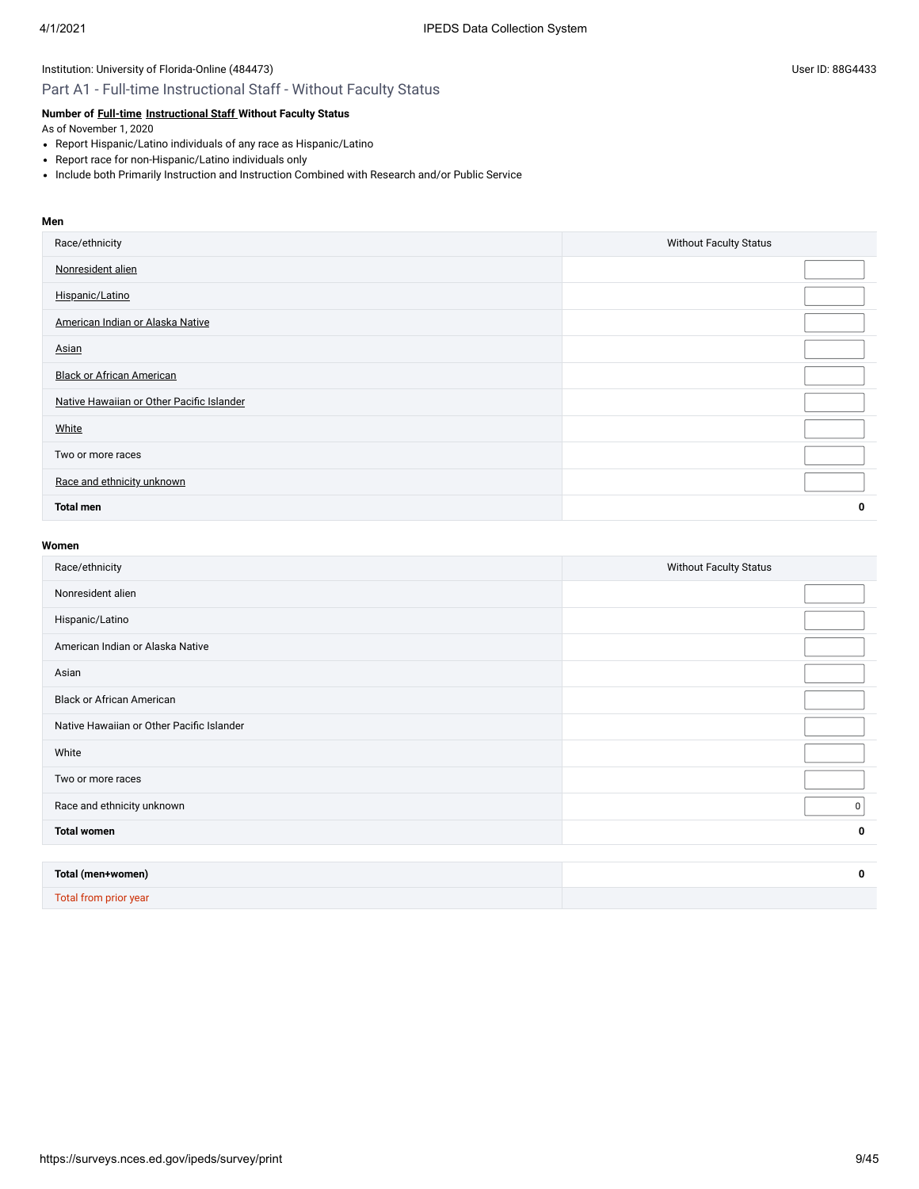Institution: University of Florida-Online (484473)

User ID: 88G4433

## Part A1 - Full-time Instructional Staff - Without Faculty Status

**Number of Full-time Instructional Staff Without Faculty Status**

As of November 1, 2020

- Report Hispanic/Latino individuals of any race as Hispanic/Latino
- Report race for non-Hispanic/Latino individuals only
- Include both Primarily Instruction and Instruction Combined with Research and/or Public Service

**Men**

| Race/ethnicity | Without Faculty Status |
|---|---|
| Nonresident alien | |
| Hispanic/Latino | |
| American Indian or Alaska Native | |
| Asian | |
| Black or African American | |
| Native Hawaiian or Other Pacific Islander | |
| White | |
| Two or more races | |
| Race and ethnicity unknown | |
| **Total men** | **0** |

**Women**

| Race/ethnicity | Without Faculty Status |
|---|---|
| Nonresident alien | |
| Hispanic/Latino | |
| American Indian or Alaska Native | |
| Asian | |
| Black or African American | |
| Native Hawaiian or Other Pacific Islander | |
| White | |
| Two or more races | |
| Race and ethnicity unknown | 0 |
| **Total women** | **0** |

| | |
|---|---|
| **Total (men+women)** | **0** |
| Total from prior year | |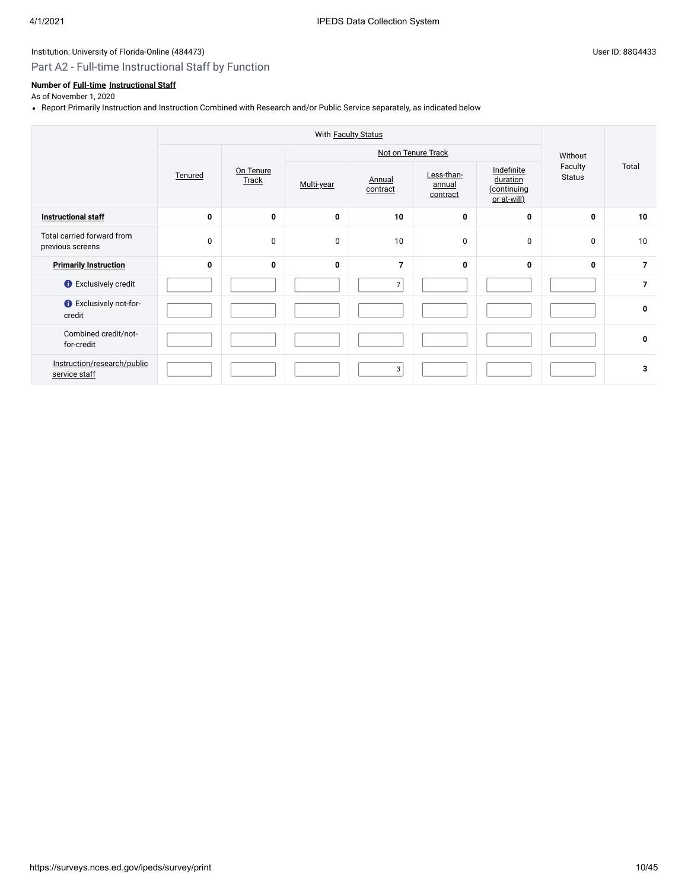Institution: University of Florida-Online (484473)

User ID: 88G4433

## Part A2 - Full-time Instructional Staff by Function

**Number of Full-time Instructional Staff**

As of November 1, 2020

- Report Primarily Instruction and Instruction Combined with Research and/or Public Service separately, as indicated below

| | With Faculty Status | | | | | | Without Faculty Status | Total |
|---|---|---|---|---|---|---|---|---|
| | | | Not on Tenure Track | | | | | |
| | Tenured | On Tenure Track | Multi-year | Annual contract | Less-than-annual contract | Indefinite duration (continuing or at-will) | | |
| **Instructional staff** | **0** | **0** | **0** | **10** | **0** | **0** | **0** | **10** |
| Total carried forward from previous screens | 0 | 0 | 0 | 10 | 0 | 0 | 0 | 10 |
| **Primarily Instruction** | **0** | **0** | **0** | **7** | **0** | **0** | **0** | **7** |
| Exclusively credit | | | | 7 | | | | **7** |
| Exclusively not-for-credit | | | | | | | | **0** |
| Combined credit/not-for-credit | | | | | | | | **0** |
| Instruction/research/public service staff | | | | 3 | | | | **3** |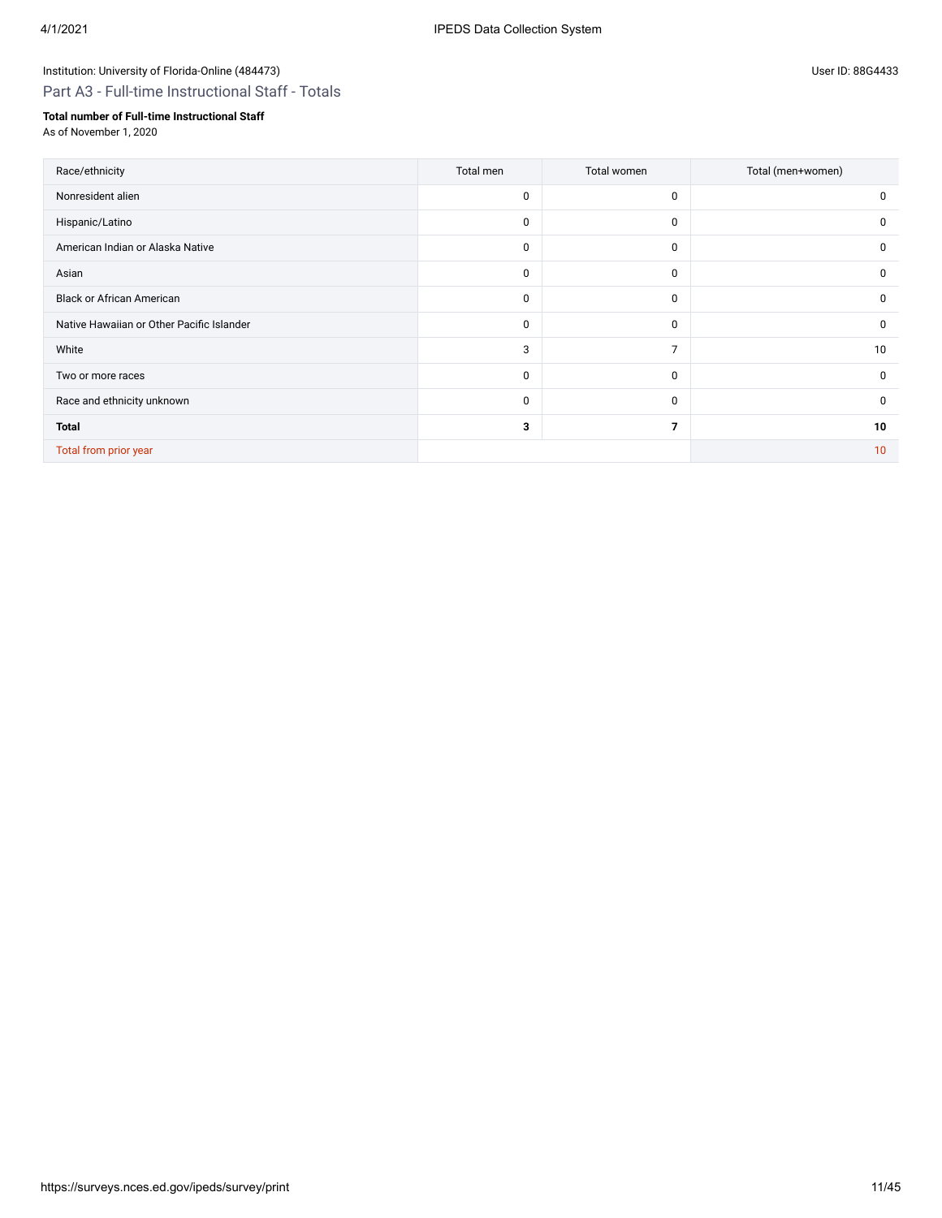Institution: University of Florida-Online (484473)

User ID: 88G4433

## Part A3 - Full-time Instructional Staff - Totals

**Total number of Full-time Instructional Staff**
As of November 1, 2020

| Race/ethnicity | Total men | Total women | Total (men+women) |
|---|---|---|---|
| Nonresident alien | 0 | 0 | 0 |
| Hispanic/Latino | 0 | 0 | 0 |
| American Indian or Alaska Native | 0 | 0 | 0 |
| Asian | 0 | 0 | 0 |
| Black or African American | 0 | 0 | 0 |
| Native Hawaiian or Other Pacific Islander | 0 | 0 | 0 |
| White | 3 | 7 | 10 |
| Two or more races | 0 | 0 | 0 |
| Race and ethnicity unknown | 0 | 0 | 0 |
| **Total** | **3** | **7** | **10** |
| Total from prior year | | | 10 |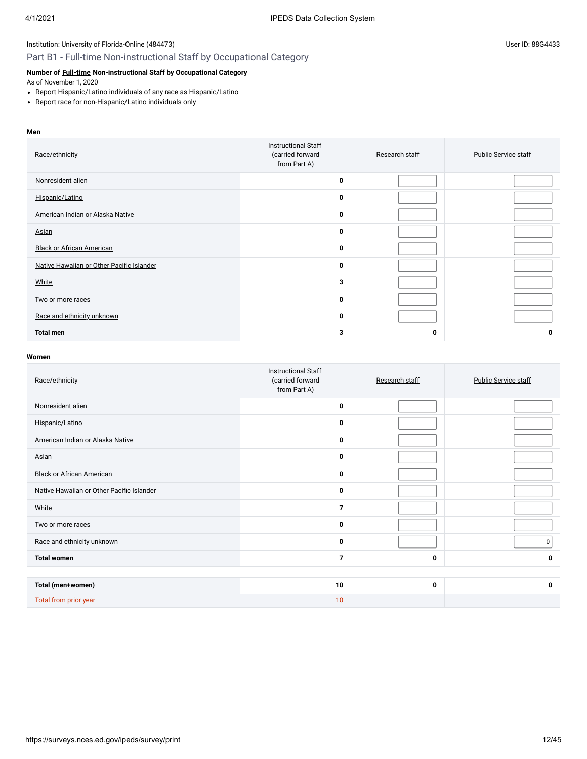Institution: University of Florida-Online (484473)

User ID: 88G4433

## Part B1 - Full-time Non-instructional Staff by Occupational Category

**Number of Full-time Non-instructional Staff by Occupational Category**

As of November 1, 2020

- Report Hispanic/Latino individuals of any race as Hispanic/Latino
- Report race for non-Hispanic/Latino individuals only

**Men**

| Race/ethnicity | Instructional Staff (carried forward from Part A) | Research staff | Public Service staff |
|---|---|---|---|
| Nonresident alien | 0 | | |
| Hispanic/Latino | 0 | | |
| American Indian or Alaska Native | 0 | | |
| Asian | 0 | | |
| Black or African American | 0 | | |
| Native Hawaiian or Other Pacific Islander | 0 | | |
| White | 3 | | |
| Two or more races | 0 | | |
| Race and ethnicity unknown | 0 | | |
| **Total men** | 3 | 0 | 0 |

**Women**

| Race/ethnicity | Instructional Staff (carried forward from Part A) | Research staff | Public Service staff |
|---|---|---|---|
| Nonresident alien | 0 | | |
| Hispanic/Latino | 0 | | |
| American Indian or Alaska Native | 0 | | |
| Asian | 0 | | |
| Black or African American | 0 | | |
| Native Hawaiian or Other Pacific Islander | 0 | | |
| White | 7 | | |
| Two or more races | 0 | | |
| Race and ethnicity unknown | 0 | | 0 |
| **Total women** | 7 | 0 | 0 |

| | Instructional Staff | Research staff | Public Service staff |
|---|---|---|---|
| **Total (men+women)** | 10 | 0 | 0 |
| Total from prior year | 10 | | |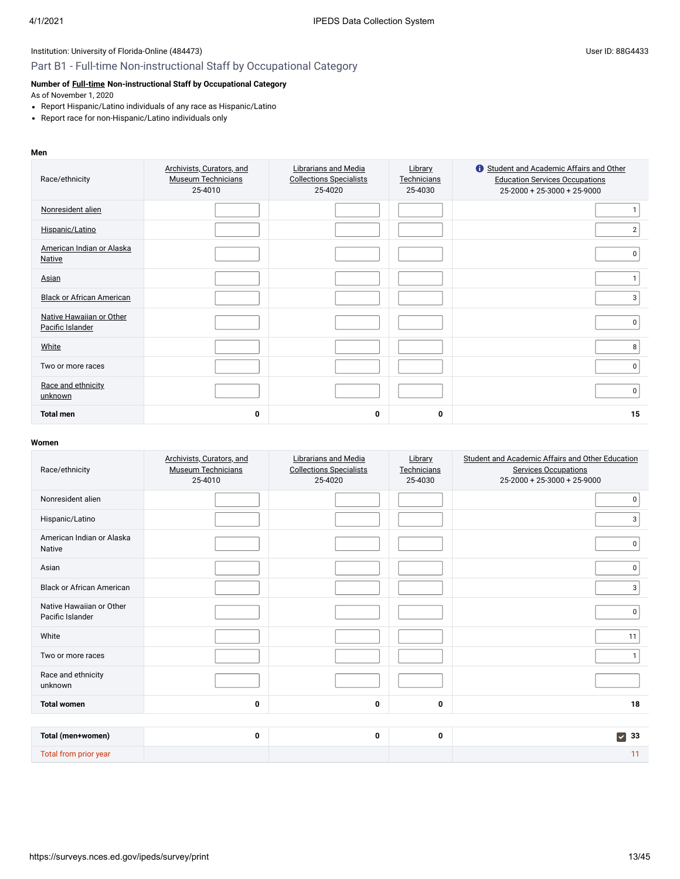Institution: University of Florida-Online (484473)

User ID: 88G4433

## Part B1 - Full-time Non-instructional Staff by Occupational Category

**Number of Full-time Non-instructional Staff by Occupational Category**

As of November 1, 2020

- Report Hispanic/Latino individuals of any race as Hispanic/Latino
- Report race for non-Hispanic/Latino individuals only

**Men**

| Race/ethnicity | Archivists, Curators, and Museum Technicians 25-4010 | Librarians and Media Collections Specialists 25-4020 | Library Technicians 25-4030 | Student and Academic Affairs and Other Education Services Occupations 25-2000 + 25-3000 + 25-9000 |
|---|---|---|---|---|
| Nonresident alien | | | | 1 |
| Hispanic/Latino | | | | 2 |
| American Indian or Alaska Native | | | | 0 |
| Asian | | | | 1 |
| Black or African American | | | | 3 |
| Native Hawaiian or Other Pacific Islander | | | | 0 |
| White | | | | 8 |
| Two or more races | | | | 0 |
| Race and ethnicity unknown | | | | 0 |
| **Total men** | **0** | **0** | **0** | **15** |

**Women**

| Race/ethnicity | Archivists, Curators, and Museum Technicians 25-4010 | Librarians and Media Collections Specialists 25-4020 | Library Technicians 25-4030 | Student and Academic Affairs and Other Education Services Occupations 25-2000 + 25-3000 + 25-9000 |
|---|---|---|---|---|
| Nonresident alien | | | | 0 |
| Hispanic/Latino | | | | 3 |
| American Indian or Alaska Native | | | | 0 |
| Asian | | | | 0 |
| Black or African American | | | | 3 |
| Native Hawaiian or Other Pacific Islander | | | | 0 |
| White | | | | 11 |
| Two or more races | | | | 1 |
| Race and ethnicity unknown | | | | |
| **Total women** | **0** | **0** | **0** | **18** |
| **Total (men+women)** | **0** | **0** | **0** | **33** |
| Total from prior year | | | | 11 |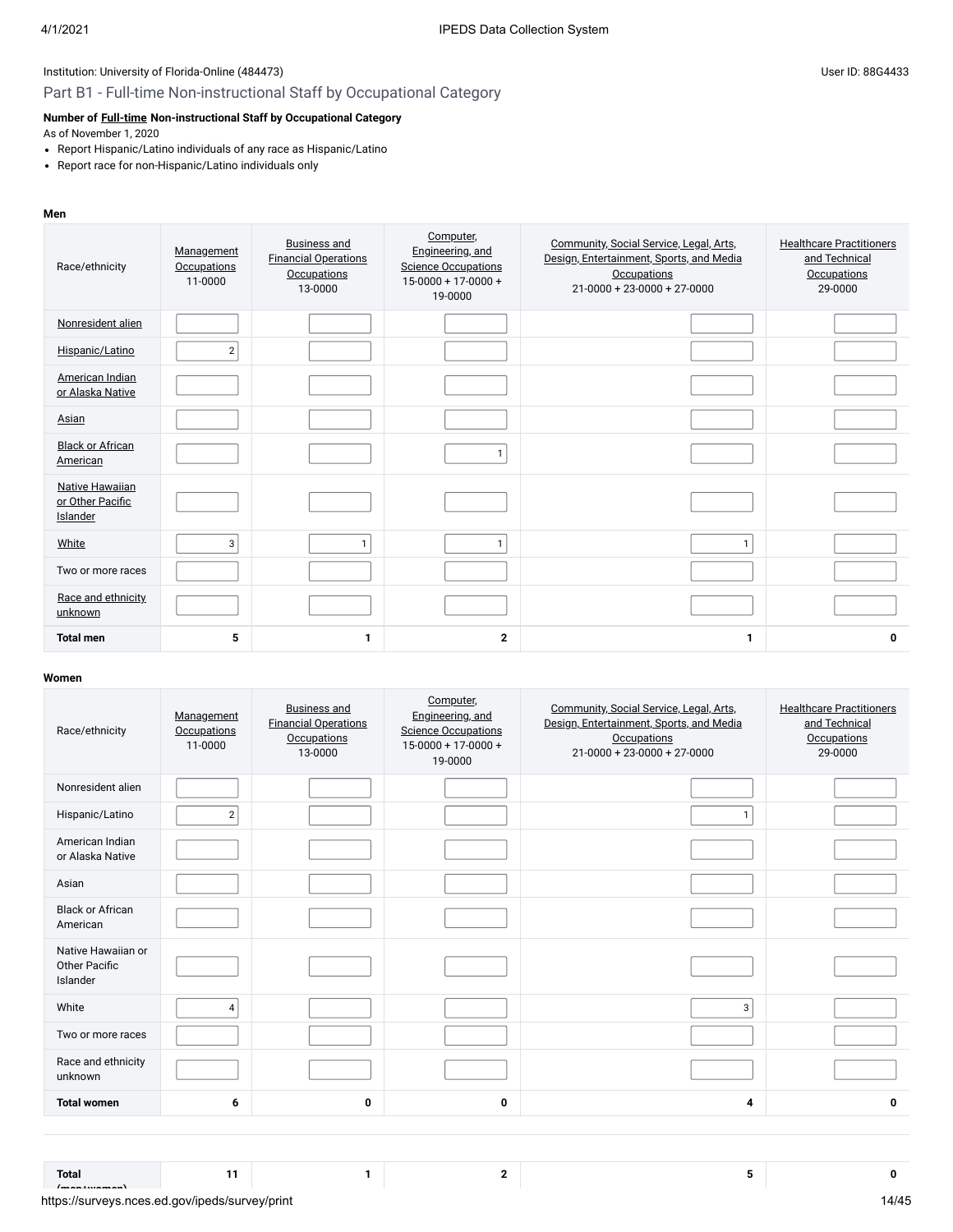Institution: University of Florida-Online (484473)

User ID: 88G4433

## Part B1 - Full-time Non-instructional Staff by Occupational Category

**Number of Full-time Non-instructional Staff by Occupational Category**

As of November 1, 2020

- Report Hispanic/Latino individuals of any race as Hispanic/Latino
- Report race for non-Hispanic/Latino individuals only

**Men**

| Race/ethnicity | Management Occupations 11-0000 | Business and Financial Operations Occupations 13-0000 | Computer, Engineering, and Science Occupations 15-0000 + 17-0000 + 19-0000 | Community, Social Service, Legal, Arts, Design, Entertainment, Sports, and Media Occupations 21-0000 + 23-0000 + 27-0000 | Healthcare Practitioners and Technical Occupations 29-0000 |
|---|---|---|---|---|---|
| Nonresident alien | | | | | |
| Hispanic/Latino | 2 | | | | |
| American Indian or Alaska Native | | | | | |
| Asian | | | | | |
| Black or African American | | | 1 | | |
| Native Hawaiian or Other Pacific Islander | | | | | |
| White | 3 | 1 | 1 | 1 | |
| Two or more races | | | | | |
| Race and ethnicity unknown | | | | | |
| **Total men** | **5** | **1** | **2** | **1** | **0** |

**Women**

| Race/ethnicity | Management Occupations 11-0000 | Business and Financial Operations Occupations 13-0000 | Computer, Engineering, and Science Occupations 15-0000 + 17-0000 + 19-0000 | Community, Social Service, Legal, Arts, Design, Entertainment, Sports, and Media Occupations 21-0000 + 23-0000 + 27-0000 | Healthcare Practitioners and Technical Occupations 29-0000 |
|---|---|---|---|---|---|
| Nonresident alien | | | | | |
| Hispanic/Latino | 2 | | | 1 | |
| American Indian or Alaska Native | | | | | |
| Asian | | | | | |
| Black or African American | | | | | |
| Native Hawaiian or Other Pacific Islander | | | | | |
| White | 4 | | | 3 | |
| Two or more races | | | | | |
| Race and ethnicity unknown | | | | | |
| **Total women** | **6** | **0** | **0** | **4** | **0** |

| | | | | | |
|---|---|---|---|---|---|
| **Total (men+women)** | **11** | **1** | **2** | **5** | **0** |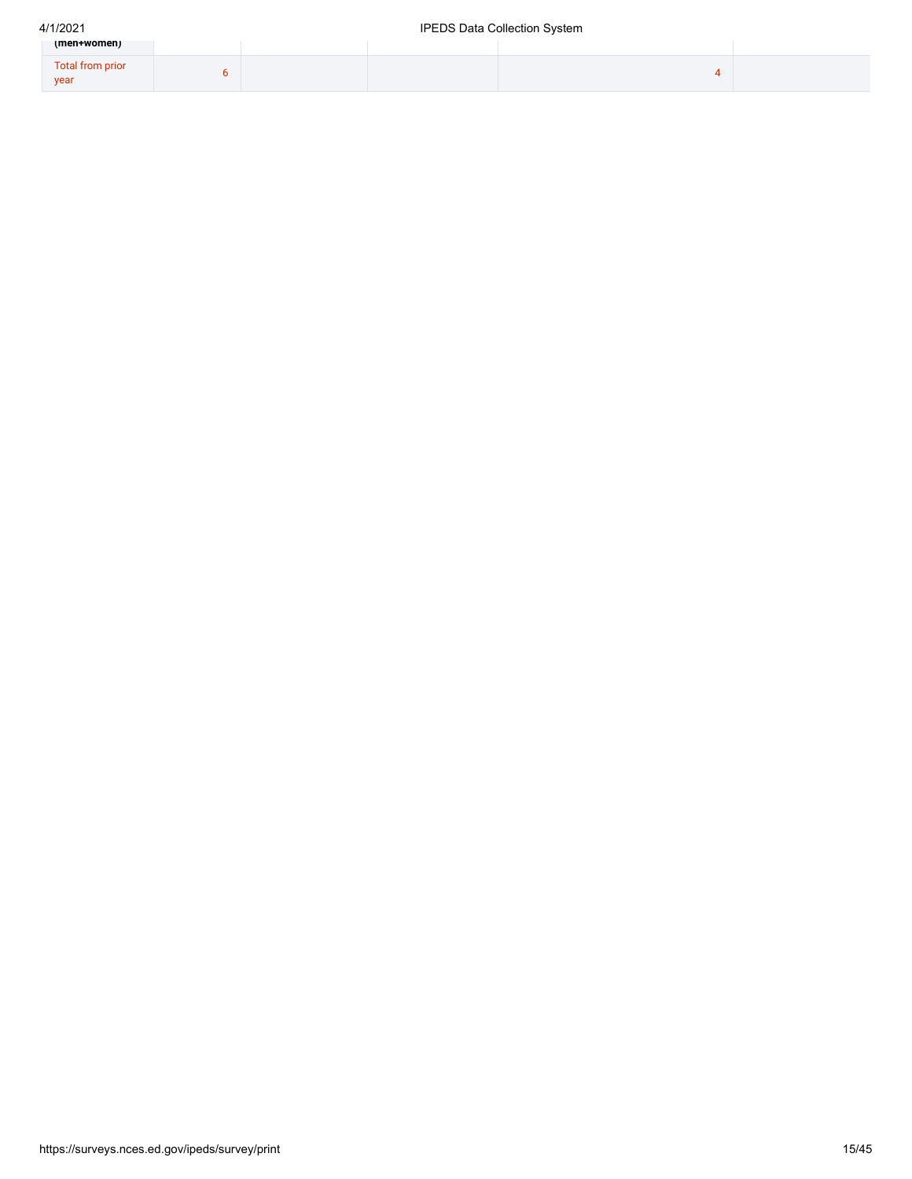| | | | | | |
|---|---|---|---|---|---|
| (men+women) | | | | | |
| Total from prior year | 6 | | | 4 | |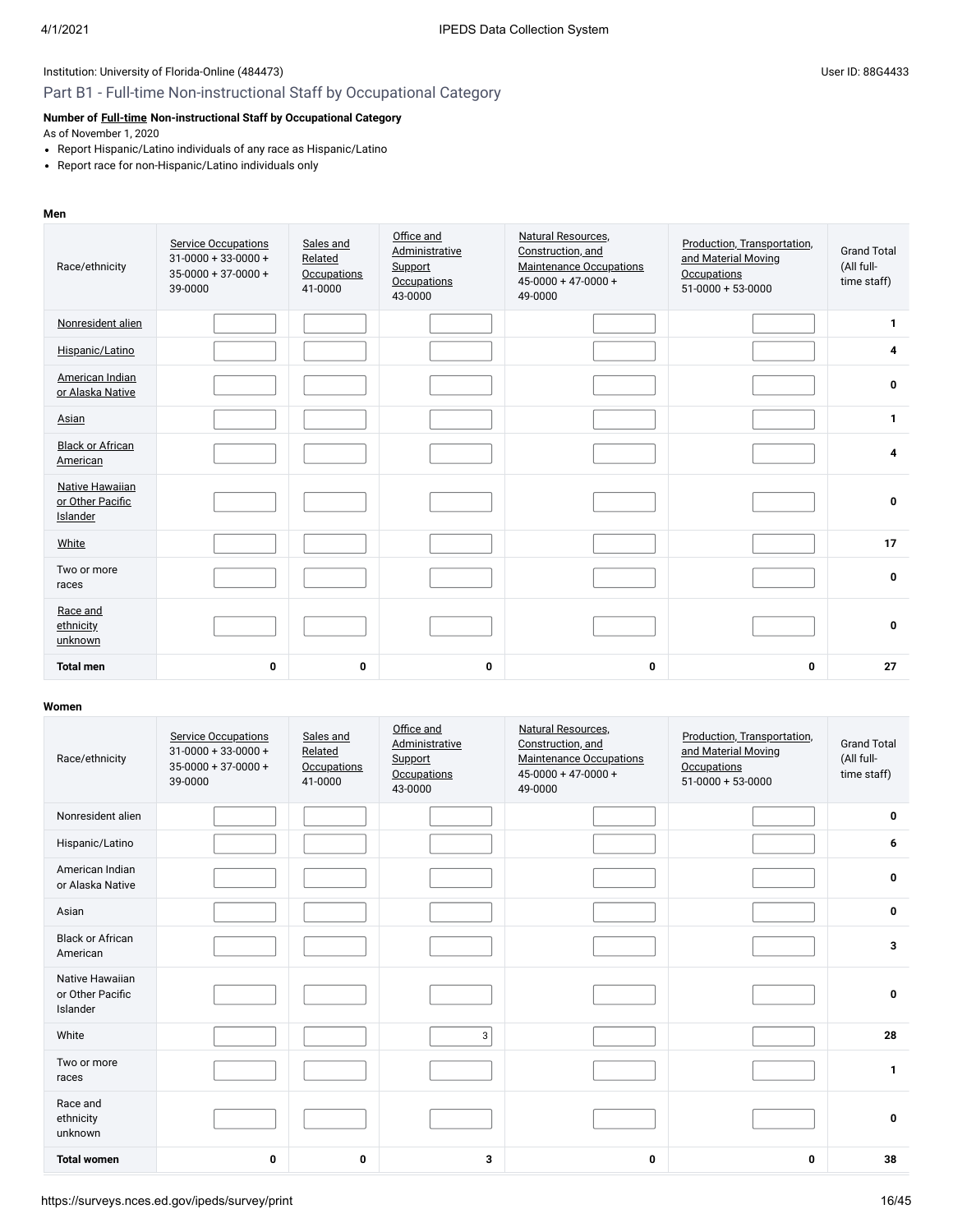Institution: University of Florida-Online (484473)

User ID: 88G4433

## Part B1 - Full-time Non-instructional Staff by Occupational Category

**Number of Full-time Non-instructional Staff by Occupational Category**

As of November 1, 2020

- Report Hispanic/Latino individuals of any race as Hispanic/Latino
- Report race for non-Hispanic/Latino individuals only

**Men**

| Race/ethnicity | Service Occupations 31-0000 + 33-0000 + 35-0000 + 37-0000 + 39-0000 | Sales and Related Occupations 41-0000 | Office and Administrative Support Occupations 43-0000 | Natural Resources, Construction, and Maintenance Occupations 45-0000 + 47-0000 + 49-0000 | Production, Transportation, and Material Moving Occupations 51-0000 + 53-0000 | Grand Total (All full-time staff) |
|---|---|---|---|---|---|---|
| Nonresident alien | | | | | | 1 |
| Hispanic/Latino | | | | | | 4 |
| American Indian or Alaska Native | | | | | | 0 |
| Asian | | | | | | 1 |
| Black or African American | | | | | | 4 |
| Native Hawaiian or Other Pacific Islander | | | | | | 0 |
| White | | | | | | 17 |
| Two or more races | | | | | | 0 |
| Race and ethnicity unknown | | | | | | 0 |
| **Total men** | 0 | 0 | 0 | 0 | 0 | 27 |

**Women**

| Race/ethnicity | Service Occupations 31-0000 + 33-0000 + 35-0000 + 37-0000 + 39-0000 | Sales and Related Occupations 41-0000 | Office and Administrative Support Occupations 43-0000 | Natural Resources, Construction, and Maintenance Occupations 45-0000 + 47-0000 + 49-0000 | Production, Transportation, and Material Moving Occupations 51-0000 + 53-0000 | Grand Total (All full-time staff) |
|---|---|---|---|---|---|---|
| Nonresident alien | | | | | | 0 |
| Hispanic/Latino | | | | | | 6 |
| American Indian or Alaska Native | | | | | | 0 |
| Asian | | | | | | 0 |
| Black or African American | | | | | | 3 |
| Native Hawaiian or Other Pacific Islander | | | | | | 0 |
| White | | | 3 | | | 28 |
| Two or more races | | | | | | 1 |
| Race and ethnicity unknown | | | | | | 0 |
| **Total women** | 0 | 0 | 3 | 0 | 0 | 38 |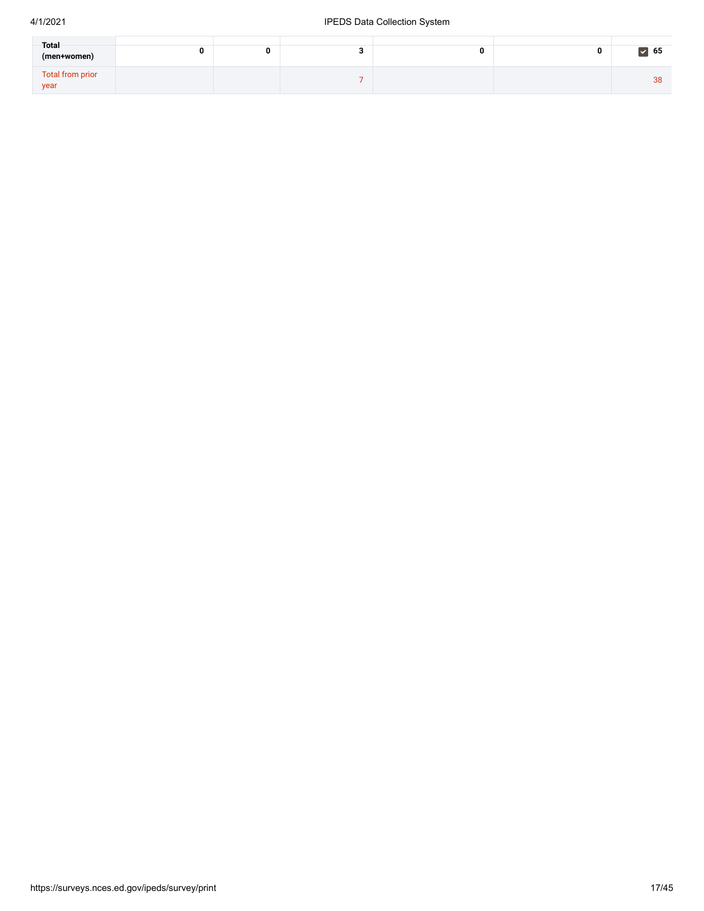| | | | | | | |
|---|---|---|---|---|---|---|
| **Total (men+women)** | **0** | **0** | **3** | **0** | **0** | ☑ **65** |
| Total from prior year | | | 7 | | | 38 |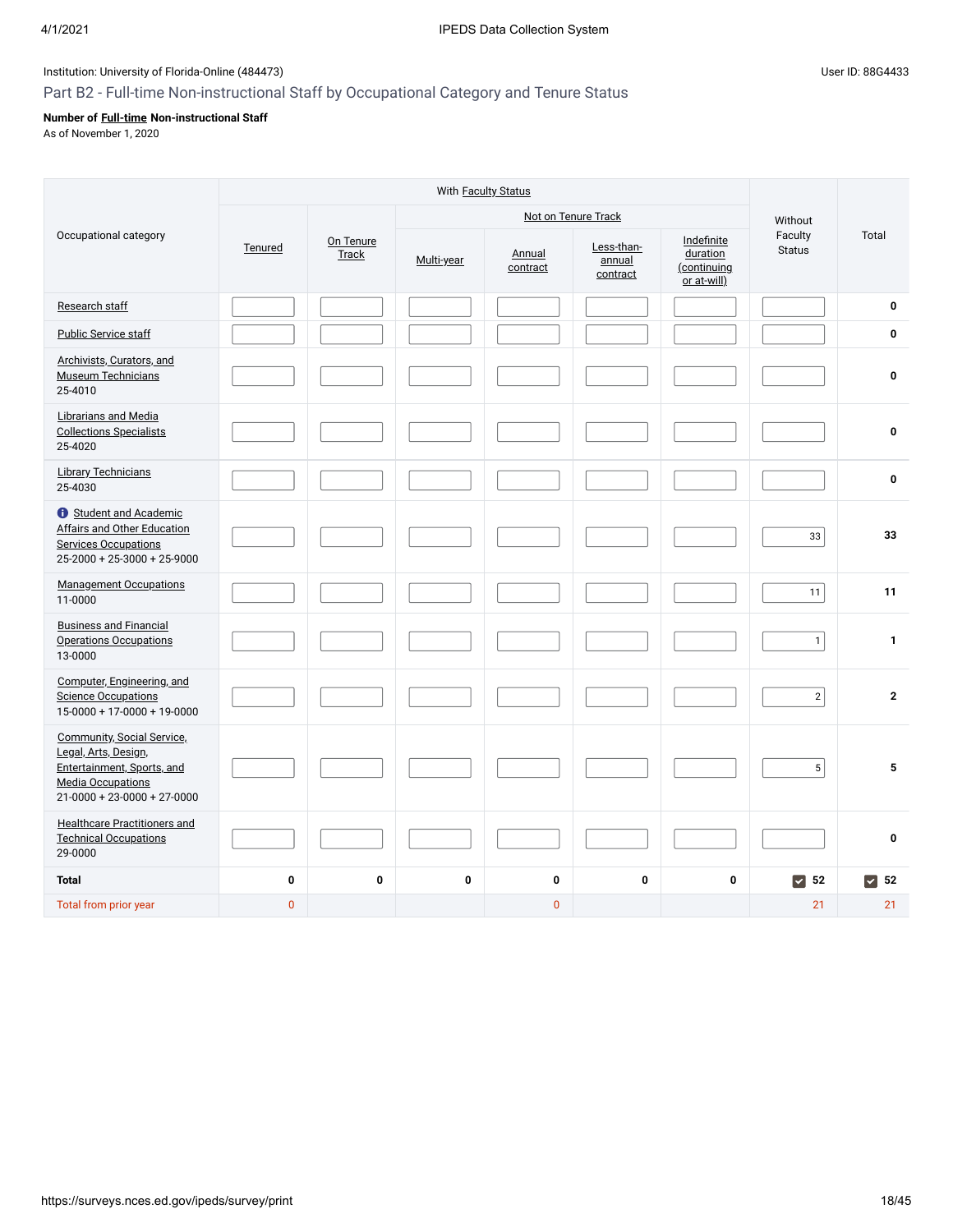Institution: University of Florida-Online (484473)

User ID: 88G4433

## Part B2 - Full-time Non-instructional Staff by Occupational Category and Tenure Status

**Number of Full-time Non-instructional Staff**
As of November 1, 2020

| Occupational category | With Faculty Status | | | | | | Without Faculty Status | Total |
|---|---|---|---|---|---|---|---|---|
| | Tenured | On Tenure Track | Not on Tenure Track | | | | | |
| | | | Multi-year | Annual contract | Less-than-annual contract | Indefinite duration (continuing or at-will) | | |
| Research staff | | | | | | | | 0 |
| Public Service staff | | | | | | | | 0 |
| Archivists, Curators, and Museum Technicians 25-4010 | | | | | | | | 0 |
| Librarians and Media Collections Specialists 25-4020 | | | | | | | | 0 |
| Library Technicians 25-4030 | | | | | | | | 0 |
| Student and Academic Affairs and Other Education Services Occupations 25-2000 + 25-3000 + 25-9000 | | | | | | | 33 | 33 |
| Management Occupations 11-0000 | | | | | | | 11 | 11 |
| Business and Financial Operations Occupations 13-0000 | | | | | | | 1 | 1 |
| Computer, Engineering, and Science Occupations 15-0000 + 17-0000 + 19-0000 | | | | | | | 2 | 2 |
| Community, Social Service, Legal, Arts, Design, Entertainment, Sports, and Media Occupations 21-0000 + 23-0000 + 27-0000 | | | | | | | 5 | 5 |
| Healthcare Practitioners and Technical Occupations 29-0000 | | | | | | | | 0 |
| **Total** | 0 | 0 | 0 | 0 | 0 | 0 | 52 | 52 |
| Total from prior year | 0 | | | 0 | | | 21 | 21 |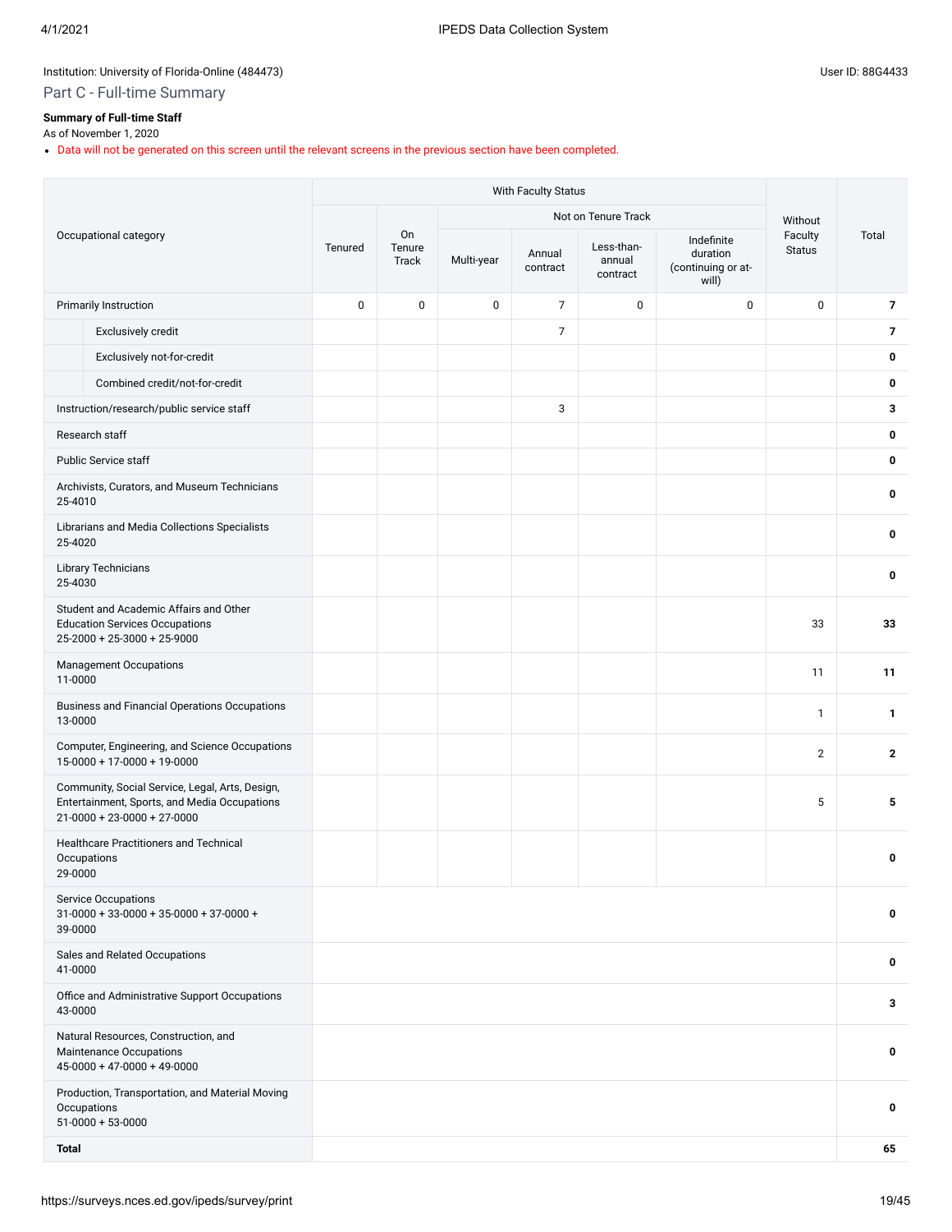Institution: University of Florida-Online (484473)

User ID: 88G4433

## Part C - Full-time Summary

**Summary of Full-time Staff**

As of November 1, 2020

- Data will not be generated on this screen until the relevant screens in the previous section have been completed.

| Occupational category | With Faculty Status | | | | | | Without Faculty Status | Total |
|---|---|---|---|---|---|---|---|---|
| | Tenured | On Tenure Track | Not on Tenure Track | | | | | |
| | | | Multi-year | Annual contract | Less-than-annual contract | Indefinite duration (continuing or at-will) | | |
| Primarily Instruction | 0 | 0 | 0 | 7 | 0 | 0 | 0 | **7** |
| Exclusively credit | | | | 7 | | | | **7** |
| Exclusively not-for-credit | | | | | | | | **0** |
| Combined credit/not-for-credit | | | | | | | | **0** |
| Instruction/research/public service staff | | | | 3 | | | | **3** |
| Research staff | | | | | | | | **0** |
| Public Service staff | | | | | | | | **0** |
| Archivists, Curators, and Museum Technicians 25-4010 | | | | | | | | **0** |
| Librarians and Media Collections Specialists 25-4020 | | | | | | | | **0** |
| Library Technicians 25-4030 | | | | | | | | **0** |
| Student and Academic Affairs and Other Education Services Occupations 25-2000 + 25-3000 + 25-9000 | | | | | | | 33 | **33** |
| Management Occupations 11-0000 | | | | | | | 11 | **11** |
| Business and Financial Operations Occupations 13-0000 | | | | | | | 1 | **1** |
| Computer, Engineering, and Science Occupations 15-0000 + 17-0000 + 19-0000 | | | | | | | 2 | **2** |
| Community, Social Service, Legal, Arts, Design, Entertainment, Sports, and Media Occupations 21-0000 + 23-0000 + 27-0000 | | | | | | | 5 | **5** |
| Healthcare Practitioners and Technical Occupations 29-0000 | | | | | | | | **0** |
| Service Occupations 31-0000 + 33-0000 + 35-0000 + 37-0000 + 39-0000 | | | | | | | | **0** |
| Sales and Related Occupations 41-0000 | | | | | | | | **0** |
| Office and Administrative Support Occupations 43-0000 | | | | | | | | **3** |
| Natural Resources, Construction, and Maintenance Occupations 45-0000 + 47-0000 + 49-0000 | | | | | | | | **0** |
| Production, Transportation, and Material Moving Occupations 51-0000 + 53-0000 | | | | | | | | **0** |
| **Total** | | | | | | | | **65** |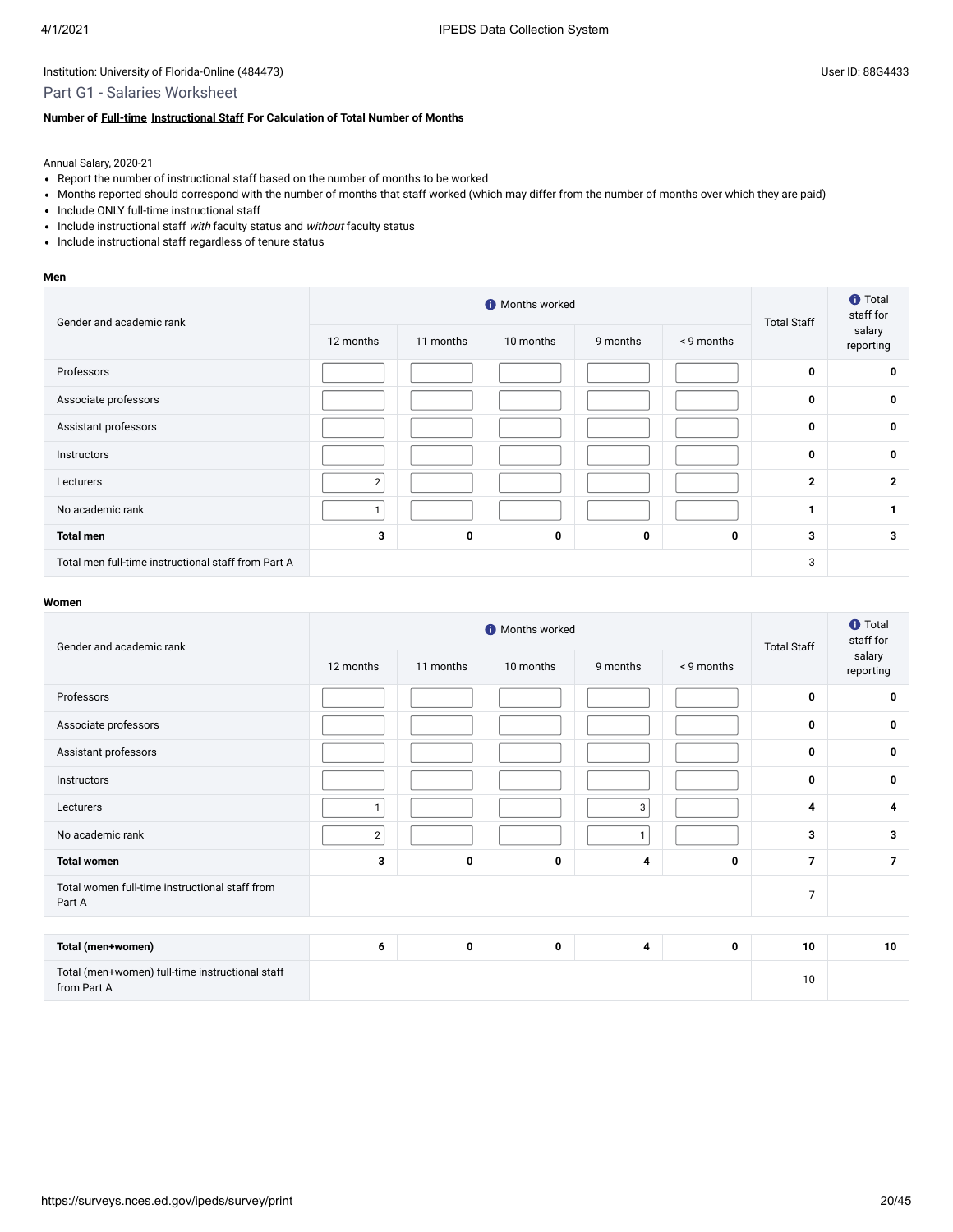Institution: University of Florida-Online (484473)

User ID: 88G4433

## Part G1 - Salaries Worksheet

**Number of Full-time Instructional Staff For Calculation of Total Number of Months**

Annual Salary, 2020-21

- Report the number of instructional staff based on the number of months to be worked
- Months reported should correspond with the number of months that staff worked (which may differ from the number of months over which they are paid)
- Include ONLY full-time instructional staff
- Include instructional staff *with* faculty status and *without* faculty status
- Include instructional staff regardless of tenure status

**Men**

| Gender and academic rank | Months worked | | | | | Total Staff | Total staff for salary reporting |
|---|---|---|---|---|---|---|---|
| | 12 months | 11 months | 10 months | 9 months | < 9 months | | |
| Professors | | | | | | **0** | **0** |
| Associate professors | | | | | | **0** | **0** |
| Assistant professors | | | | | | **0** | **0** |
| Instructors | | | | | | **0** | **0** |
| Lecturers | 2 | | | | | **2** | **2** |
| No academic rank | 1 | | | | | **1** | **1** |
| **Total men** | **3** | **0** | **0** | **0** | **0** | **3** | **3** |
| Total men full-time instructional staff from Part A | | | | | | 3 | |

**Women**

| Gender and academic rank | Months worked | | | | | Total Staff | Total staff for salary reporting |
|---|---|---|---|---|---|---|---|
| | 12 months | 11 months | 10 months | 9 months | < 9 months | | |
| Professors | | | | | | **0** | **0** |
| Associate professors | | | | | | **0** | **0** |
| Assistant professors | | | | | | **0** | **0** |
| Instructors | | | | | | **0** | **0** |
| Lecturers | 1 | | | 3 | | **4** | **4** |
| No academic rank | 2 | | | 1 | | **3** | **3** |
| **Total women** | **3** | **0** | **0** | **4** | **0** | **7** | **7** |
| Total women full-time instructional staff from Part A | | | | | | 7 | |

| | | | | | | | |
|---|---|---|---|---|---|---|---|
| **Total (men+women)** | **6** | **0** | **0** | **4** | **0** | **10** | **10** |
| Total (men+women) full-time instructional staff from Part A | | | | | | 10 | |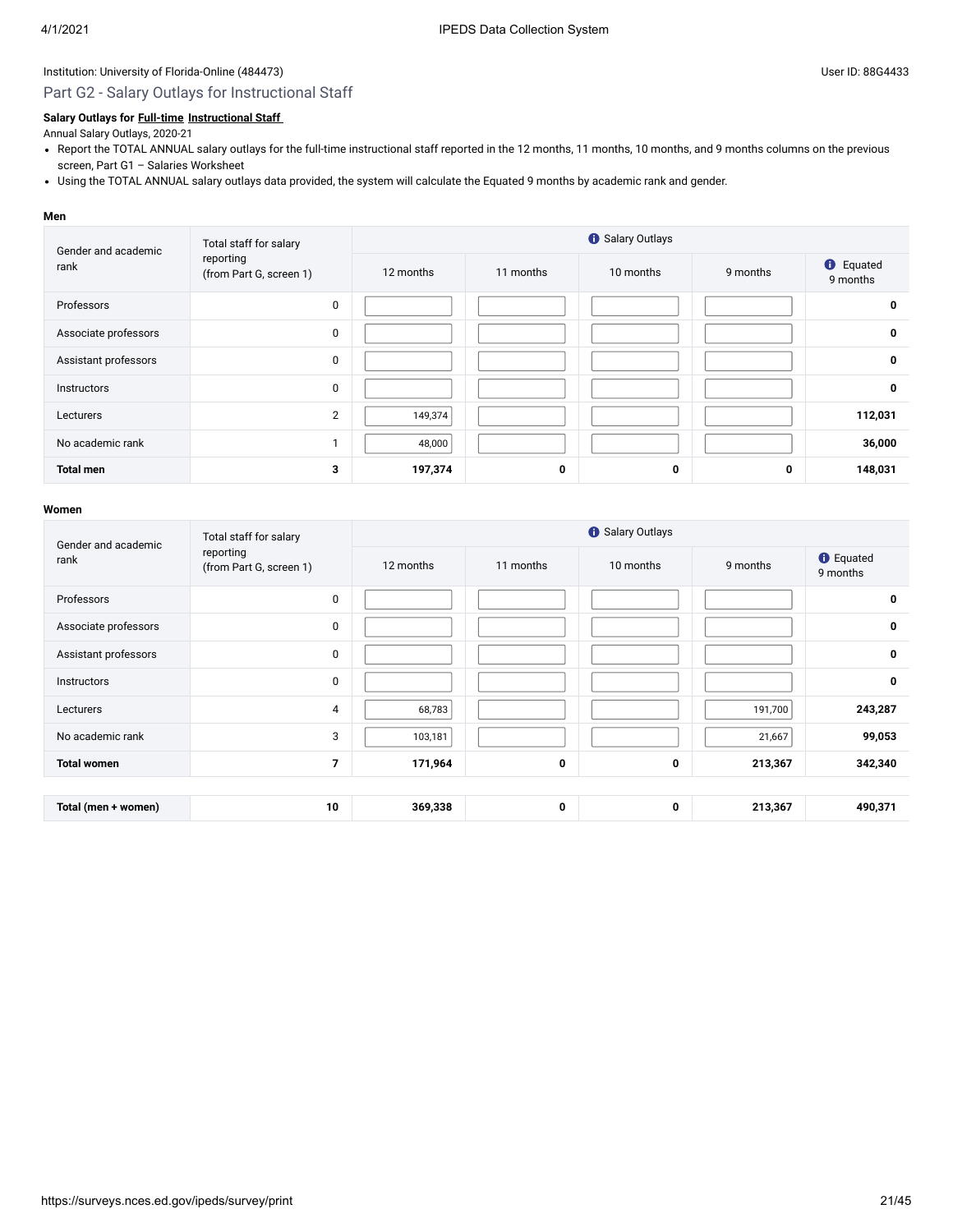Institution: University of Florida-Online (484473)

User ID: 88G4433

## Part G2 - Salary Outlays for Instructional Staff

**Salary Outlays for Full-time Instructional Staff**

Annual Salary Outlays, 2020-21

- Report the TOTAL ANNUAL salary outlays for the full-time instructional staff reported in the 12 months, 11 months, 10 months, and 9 months columns on the previous screen, Part G1 – Salaries Worksheet
- Using the TOTAL ANNUAL salary outlays data provided, the system will calculate the Equated 9 months by academic rank and gender.

**Men**

| Gender and academic rank | Total staff for salary reporting (from Part G, screen 1) | Salary Outlays | | | | |
|---|---|---|---|---|---|---|
| | | 12 months | 11 months | 10 months | 9 months | Equated 9 months |
| Professors | 0 | | | | | 0 |
| Associate professors | 0 | | | | | 0 |
| Assistant professors | 0 | | | | | 0 |
| Instructors | 0 | | | | | 0 |
| Lecturers | 2 | 149,374 | | | | 112,031 |
| No academic rank | 1 | 48,000 | | | | 36,000 |
| **Total men** | **3** | **197,374** | **0** | **0** | **0** | **148,031** |

**Women**

| Gender and academic rank | Total staff for salary reporting (from Part G, screen 1) | Salary Outlays | | | | |
|---|---|---|---|---|---|---|
| | | 12 months | 11 months | 10 months | 9 months | Equated 9 months |
| Professors | 0 | | | | | 0 |
| Associate professors | 0 | | | | | 0 |
| Assistant professors | 0 | | | | | 0 |
| Instructors | 0 | | | | | 0 |
| Lecturers | 4 | 68,783 | | | 191,700 | 243,287 |
| No academic rank | 3 | 103,181 | | | 21,667 | 99,053 |
| **Total women** | **7** | **171,964** | **0** | **0** | **213,367** | **342,340** |

| | | | | | | |
|---|---|---|---|---|---|---|
| **Total (men + women)** | **10** | **369,338** | **0** | **0** | **213,367** | **490,371** |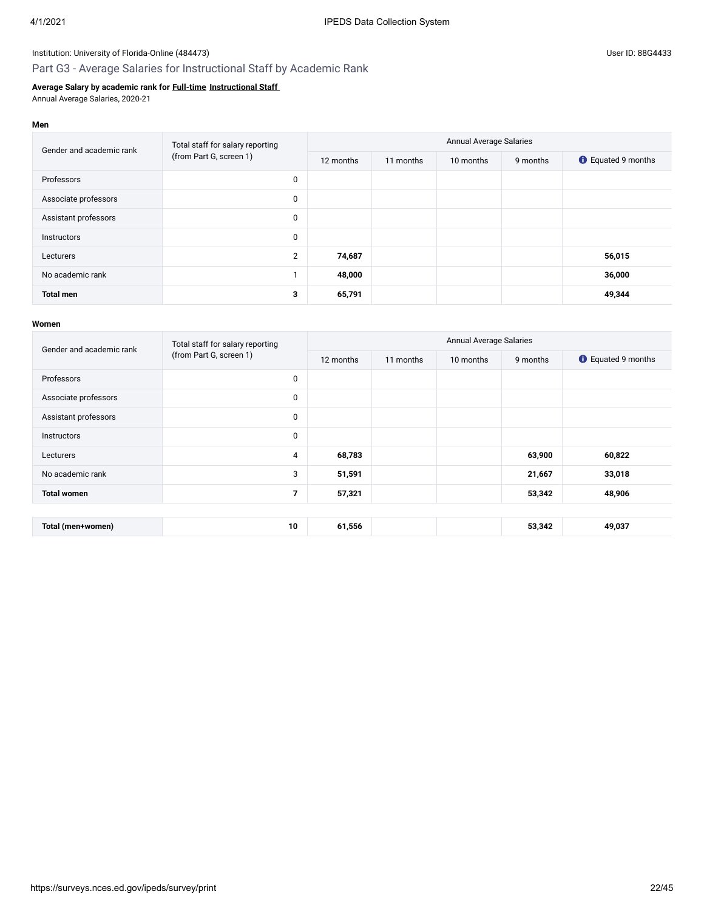Institution: University of Florida-Online (484473)

User ID: 88G4433

## Part G3 - Average Salaries for Instructional Staff by Academic Rank

**Average Salary by academic rank for Full-time Instructional Staff**
Annual Average Salaries, 2020-21

**Men**

| Gender and academic rank | Total staff for salary reporting (from Part G, screen 1) | Annual Average Salaries | | | | |
|---|---|---|---|---|---|---|
| | | 12 months | 11 months | 10 months | 9 months | Equated 9 months |
| Professors | 0 | | | | | |
| Associate professors | 0 | | | | | |
| Assistant professors | 0 | | | | | |
| Instructors | 0 | | | | | |
| Lecturers | 2 | **74,687** | | | | **56,015** |
| No academic rank | 1 | **48,000** | | | | **36,000** |
| **Total men** | **3** | **65,791** | | | | **49,344** |

**Women**

| Gender and academic rank | Total staff for salary reporting (from Part G, screen 1) | Annual Average Salaries | | | | |
|---|---|---|---|---|---|---|
| | | 12 months | 11 months | 10 months | 9 months | Equated 9 months |
| Professors | 0 | | | | | |
| Associate professors | 0 | | | | | |
| Assistant professors | 0 | | | | | |
| Instructors | 0 | | | | | |
| Lecturers | 4 | **68,783** | | | **63,900** | **60,822** |
| No academic rank | 3 | **51,591** | | | **21,667** | **33,018** |
| **Total women** | **7** | **57,321** | | | **53,342** | **48,906** |

| | | | | | | |
|---|---|---|---|---|---|---|
| **Total (men+women)** | **10** | **61,556** | | | **53,342** | **49,037** |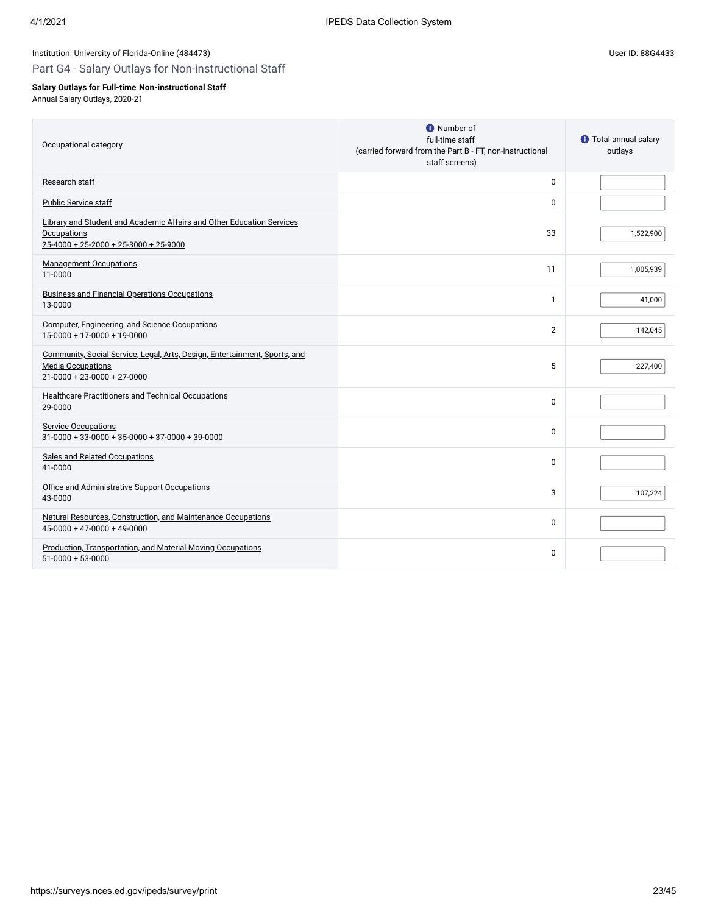Institution: University of Florida-Online (484473)

User ID: 88G4433

## Part G4 - Salary Outlays for Non-instructional Staff

**Salary Outlays for Full-time Non-instructional Staff**

Annual Salary Outlays, 2020-21

| Occupational category | Number of full-time staff (carried forward from the Part B - FT, non-instructional staff screens) | Total annual salary outlays |
|---|---|---|
| Research staff | 0 | |
| Public Service staff | 0 | |
| Library and Student and Academic Affairs and Other Education Services Occupations<br>25-4000 + 25-2000 + 25-3000 + 25-9000 | 33 | 1,522,900 |
| Management Occupations<br>11-0000 | 11 | 1,005,939 |
| Business and Financial Operations Occupations<br>13-0000 | 1 | 41,000 |
| Computer, Engineering, and Science Occupations<br>15-0000 + 17-0000 + 19-0000 | 2 | 142,045 |
| Community, Social Service, Legal, Arts, Design, Entertainment, Sports, and Media Occupations<br>21-0000 + 23-0000 + 27-0000 | 5 | 227,400 |
| Healthcare Practitioners and Technical Occupations<br>29-0000 | 0 | |
| Service Occupations<br>31-0000 + 33-0000 + 35-0000 + 37-0000 + 39-0000 | 0 | |
| Sales and Related Occupations<br>41-0000 | 0 | |
| Office and Administrative Support Occupations<br>43-0000 | 3 | 107,224 |
| Natural Resources, Construction, and Maintenance Occupations<br>45-0000 + 47-0000 + 49-0000 | 0 | |
| Production, Transportation, and Material Moving Occupations<br>51-0000 + 53-0000 | 0 | |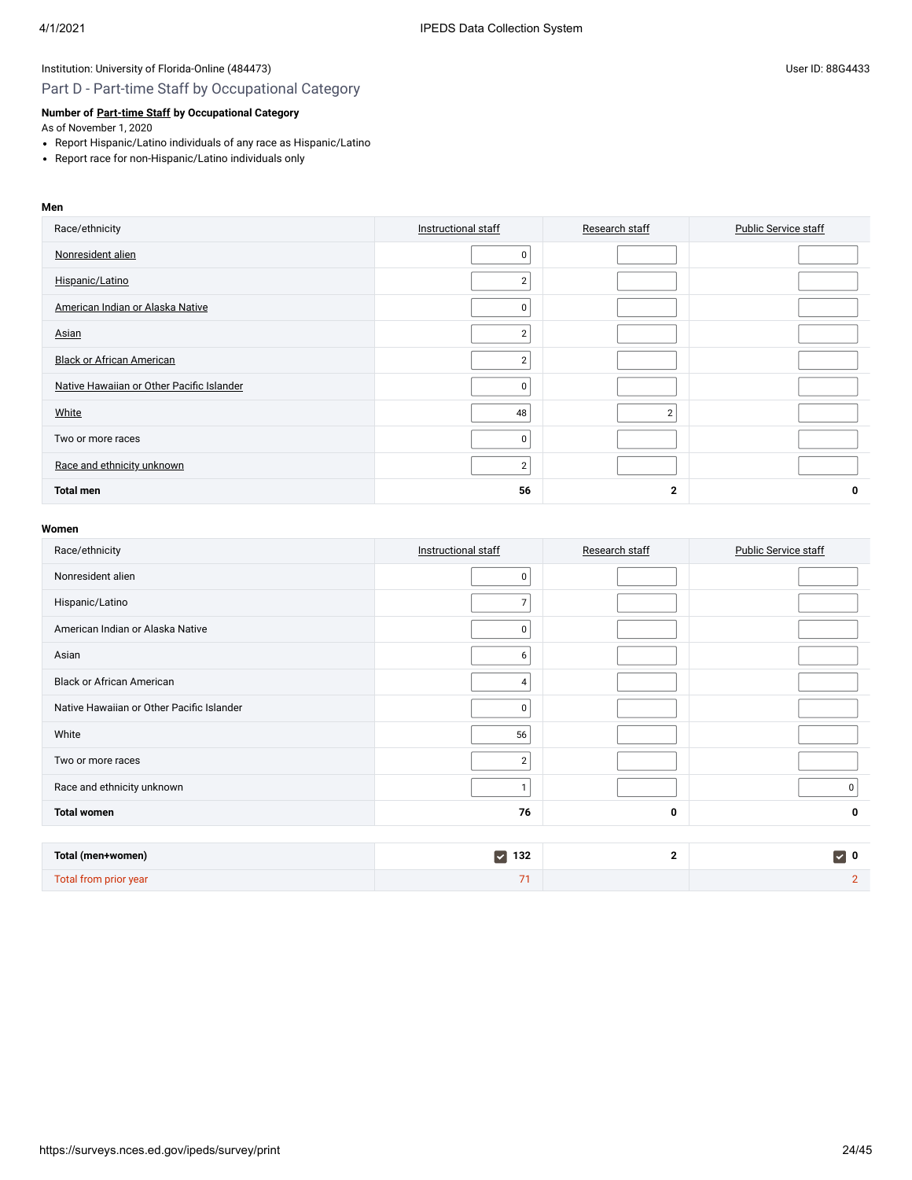Institution: University of Florida-Online (484473)

User ID: 88G4433

## Part D - Part-time Staff by Occupational Category

**Number of Part-time Staff by Occupational Category**

As of November 1, 2020

- Report Hispanic/Latino individuals of any race as Hispanic/Latino
- Report race for non-Hispanic/Latino individuals only

**Men**

| Race/ethnicity | Instructional staff | Research staff | Public Service staff |
|---|---|---|---|
| Nonresident alien | 0 | | |
| Hispanic/Latino | 2 | | |
| American Indian or Alaska Native | 0 | | |
| Asian | 2 | | |
| Black or African American | 2 | | |
| Native Hawaiian or Other Pacific Islander | 0 | | |
| White | 48 | 2 | |
| Two or more races | 0 | | |
| Race and ethnicity unknown | 2 | | |
| **Total men** | **56** | **2** | **0** |

**Women**

| Race/ethnicity | Instructional staff | Research staff | Public Service staff |
|---|---|---|---|
| Nonresident alien | 0 | | |
| Hispanic/Latino | 7 | | |
| American Indian or Alaska Native | 0 | | |
| Asian | 6 | | |
| Black or African American | 4 | | |
| Native Hawaiian or Other Pacific Islander | 0 | | |
| White | 56 | | |
| Two or more races | 2 | | |
| Race and ethnicity unknown | 1 | | 0 |
| **Total women** | **76** | **0** | **0** |

| | Instructional staff | Research staff | Public Service staff |
|---|---|---|---|
| **Total (men+women)** | **132** | **2** | **0** |
| Total from prior year | 71 | | 2 |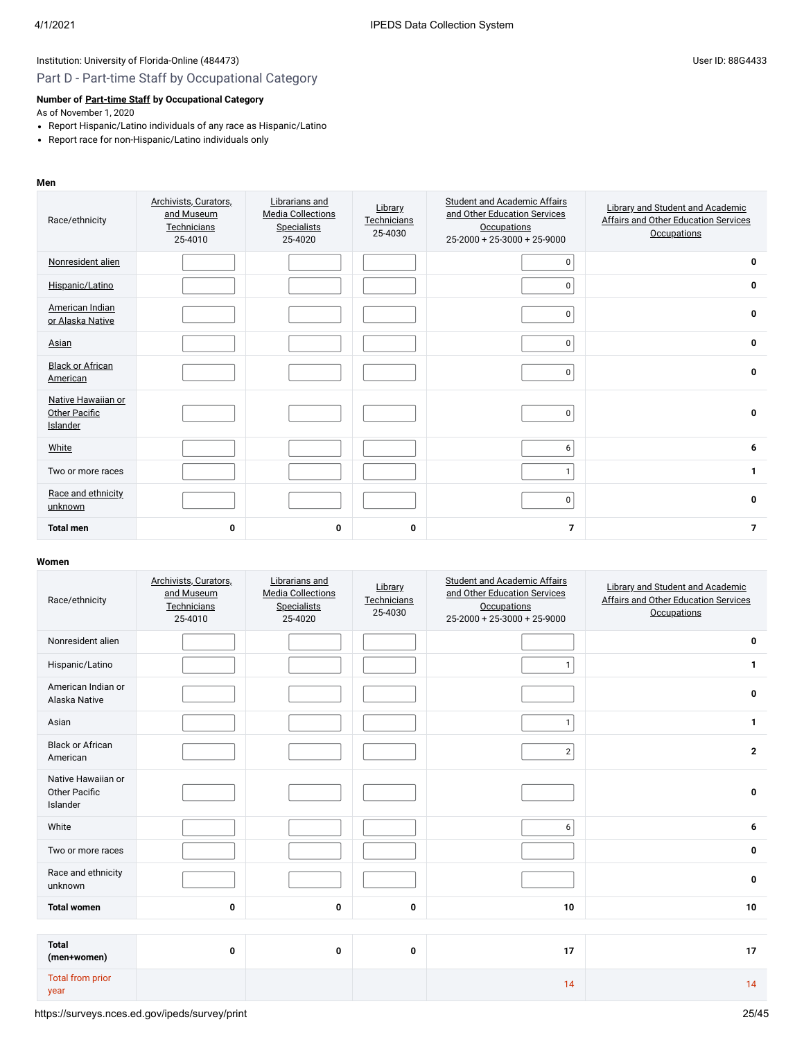Institution: University of Florida-Online (484473)

User ID: 88G4433

## Part D - Part-time Staff by Occupational Category

**Number of Part-time Staff by Occupational Category**
As of November 1, 2020

- Report Hispanic/Latino individuals of any race as Hispanic/Latino
- Report race for non-Hispanic/Latino individuals only

**Men**

| Race/ethnicity | Archivists, Curators, and Museum Technicians 25-4010 | Librarians and Media Collections Specialists 25-4020 | Library Technicians 25-4030 | Student and Academic Affairs and Other Education Services Occupations 25-2000 + 25-3000 + 25-9000 | Library and Student and Academic Affairs and Other Education Services Occupations |
|---|---|---|---|---|---|
| Nonresident alien | | | | 0 | 0 |
| Hispanic/Latino | | | | 0 | 0 |
| American Indian or Alaska Native | | | | 0 | 0 |
| Asian | | | | 0 | 0 |
| Black or African American | | | | 0 | 0 |
| Native Hawaiian or Other Pacific Islander | | | | 0 | 0 |
| White | | | | 6 | 6 |
| Two or more races | | | | 1 | 1 |
| Race and ethnicity unknown | | | | 0 | 0 |
| **Total men** | 0 | 0 | 0 | 7 | 7 |

**Women**

| Race/ethnicity | Archivists, Curators, and Museum Technicians 25-4010 | Librarians and Media Collections Specialists 25-4020 | Library Technicians 25-4030 | Student and Academic Affairs and Other Education Services Occupations 25-2000 + 25-3000 + 25-9000 | Library and Student and Academic Affairs and Other Education Services Occupations |
|---|---|---|---|---|---|
| Nonresident alien | | | | | 0 |
| Hispanic/Latino | | | | 1 | 1 |
| American Indian or Alaska Native | | | | | 0 |
| Asian | | | | 1 | 1 |
| Black or African American | | | | 2 | 2 |
| Native Hawaiian or Other Pacific Islander | | | | | 0 |
| White | | | | 6 | 6 |
| Two or more races | | | | | 0 |
| Race and ethnicity unknown | | | | | 0 |
| **Total women** | 0 | 0 | 0 | 10 | 10 |
| **Total (men+women)** | 0 | 0 | 0 | 17 | 17 |
| Total from prior year | | | | 14 | 14 |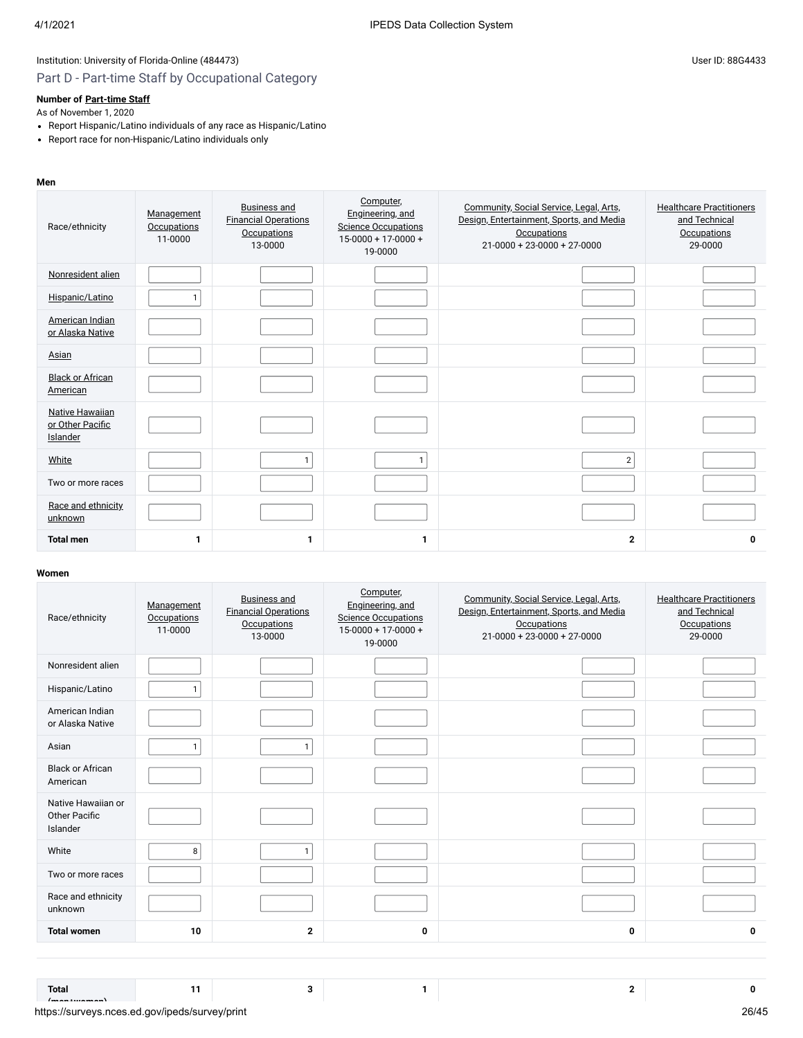Institution: University of Florida-Online (484473)

User ID: 88G4433

## Part D - Part-time Staff by Occupational Category

**Number of Part-time Staff**

As of November 1, 2020

- Report Hispanic/Latino individuals of any race as Hispanic/Latino
- Report race for non-Hispanic/Latino individuals only

**Men**

| Race/ethnicity | Management Occupations 11-0000 | Business and Financial Operations Occupations 13-0000 | Computer, Engineering, and Science Occupations 15-0000 + 17-0000 + 19-0000 | Community, Social Service, Legal, Arts, Design, Entertainment, Sports, and Media Occupations 21-0000 + 23-0000 + 27-0000 | Healthcare Practitioners and Technical Occupations 29-0000 |
|---|---|---|---|---|---|
| Nonresident alien | | | | | |
| Hispanic/Latino | 1 | | | | |
| American Indian or Alaska Native | | | | | |
| Asian | | | | | |
| Black or African American | | | | | |
| Native Hawaiian or Other Pacific Islander | | | | | |
| White | | 1 | 1 | 2 | |
| Two or more races | | | | | |
| Race and ethnicity unknown | | | | | |
| **Total men** | **1** | **1** | **1** | **2** | **0** |

**Women**

| Race/ethnicity | Management Occupations 11-0000 | Business and Financial Operations Occupations 13-0000 | Computer, Engineering, and Science Occupations 15-0000 + 17-0000 + 19-0000 | Community, Social Service, Legal, Arts, Design, Entertainment, Sports, and Media Occupations 21-0000 + 23-0000 + 27-0000 | Healthcare Practitioners and Technical Occupations 29-0000 |
|---|---|---|---|---|---|
| Nonresident alien | | | | | |
| Hispanic/Latino | 1 | | | | |
| American Indian or Alaska Native | | | | | |
| Asian | 1 | 1 | | | |
| Black or African American | | | | | |
| Native Hawaiian or Other Pacific Islander | | | | | |
| White | 8 | 1 | | | |
| Two or more races | | | | | |
| Race and ethnicity unknown | | | | | |
| **Total women** | **10** | **2** | **0** | **0** | **0** |
| **Total (men+women)** | **11** | **3** | **1** | **2** | **0** |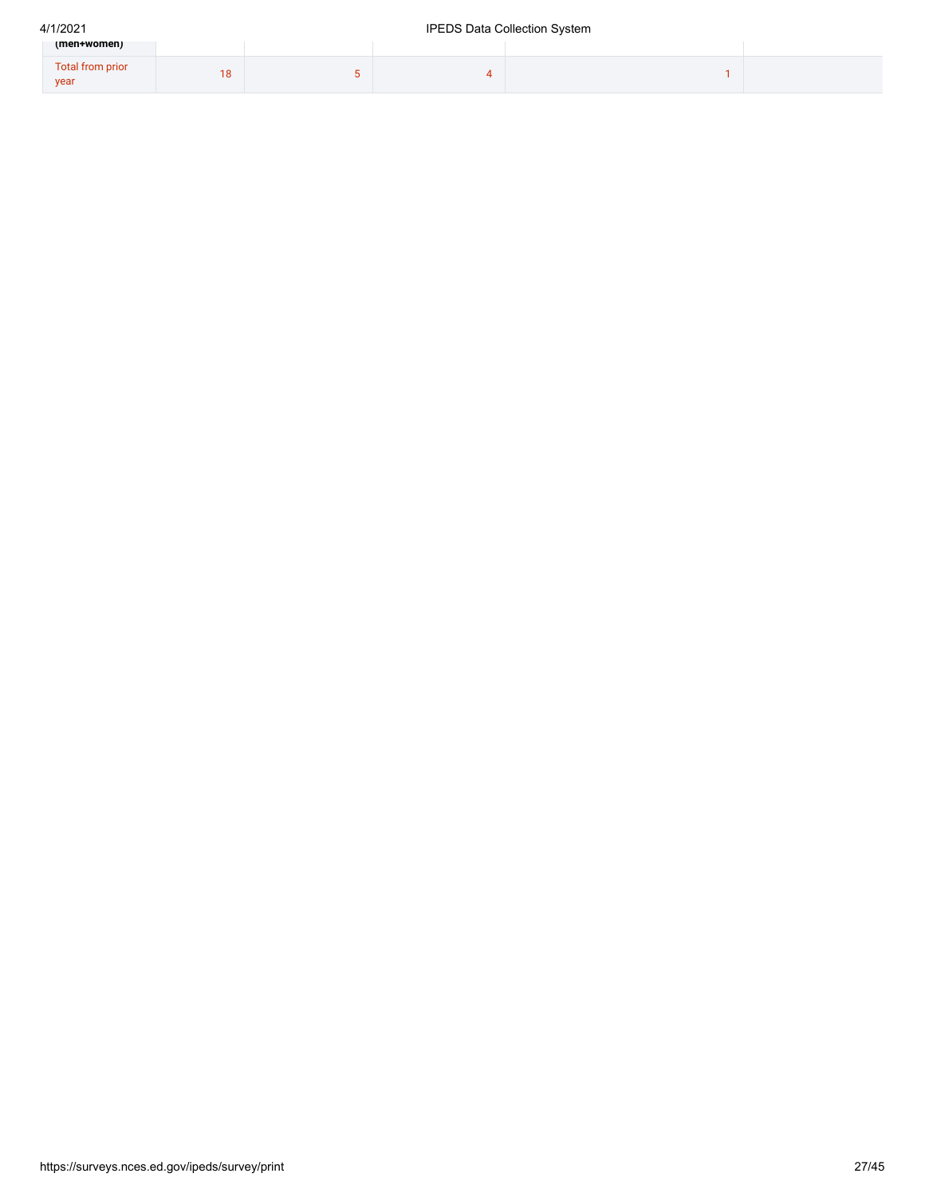| (men+women) | | | | | |
| --- | --- | --- | --- | --- | --- |
| Total from prior year | 18 | 5 | 4 | 1 | |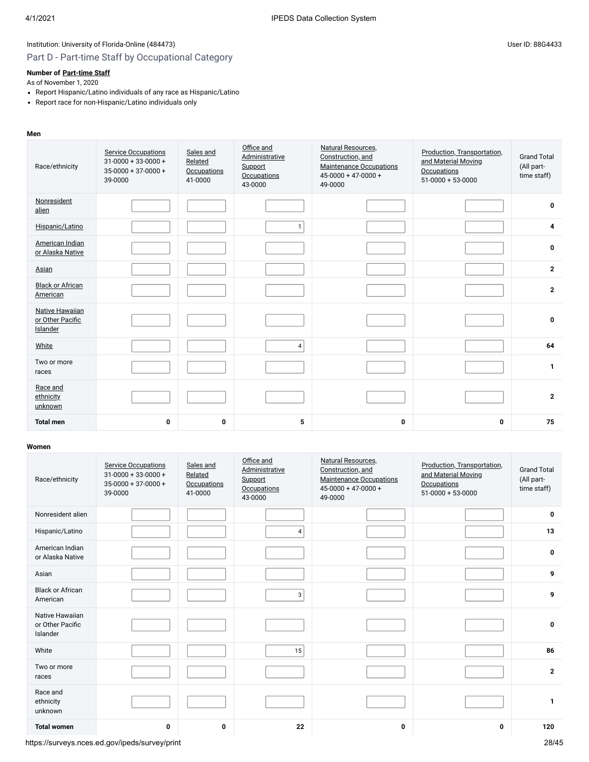Institution: University of Florida-Online (484473)

User ID: 88G4433

## Part D - Part-time Staff by Occupational Category

**Number of Part-time Staff**

As of November 1, 2020

- Report Hispanic/Latino individuals of any race as Hispanic/Latino
- Report race for non-Hispanic/Latino individuals only

**Men**

| Race/ethnicity | Service Occupations 31-0000 + 33-0000 + 35-0000 + 37-0000 + 39-0000 | Sales and Related Occupations 41-0000 | Office and Administrative Support Occupations 43-0000 | Natural Resources, Construction, and Maintenance Occupations 45-0000 + 47-0000 + 49-0000 | Production, Transportation, and Material Moving Occupations 51-0000 + 53-0000 | Grand Total (All part-time staff) |
|---|---|---|---|---|---|---|
| Nonresident alien | | | | | | **0** |
| Hispanic/Latino | | | 1 | | | **4** |
| American Indian or Alaska Native | | | | | | **0** |
| Asian | | | | | | **2** |
| Black or African American | | | | | | **2** |
| Native Hawaiian or Other Pacific Islander | | | | | | **0** |
| White | | | 4 | | | **64** |
| Two or more races | | | | | | **1** |
| Race and ethnicity unknown | | | | | | **2** |
| **Total men** | **0** | **0** | **5** | **0** | **0** | **75** |

**Women**

| Race/ethnicity | Service Occupations 31-0000 + 33-0000 + 35-0000 + 37-0000 + 39-0000 | Sales and Related Occupations 41-0000 | Office and Administrative Support Occupations 43-0000 | Natural Resources, Construction, and Maintenance Occupations 45-0000 + 47-0000 + 49-0000 | Production, Transportation, and Material Moving Occupations 51-0000 + 53-0000 | Grand Total (All part-time staff) |
|---|---|---|---|---|---|---|
| Nonresident alien | | | | | | **0** |
| Hispanic/Latino | | | 4 | | | **13** |
| American Indian or Alaska Native | | | | | | **0** |
| Asian | | | | | | **9** |
| Black or African American | | | 3 | | | **9** |
| Native Hawaiian or Other Pacific Islander | | | | | | **0** |
| White | | | 15 | | | **86** |
| Two or more races | | | | | | **2** |
| Race and ethnicity unknown | | | | | | **1** |
| **Total women** | **0** | **0** | **22** | **0** | **0** | **120** |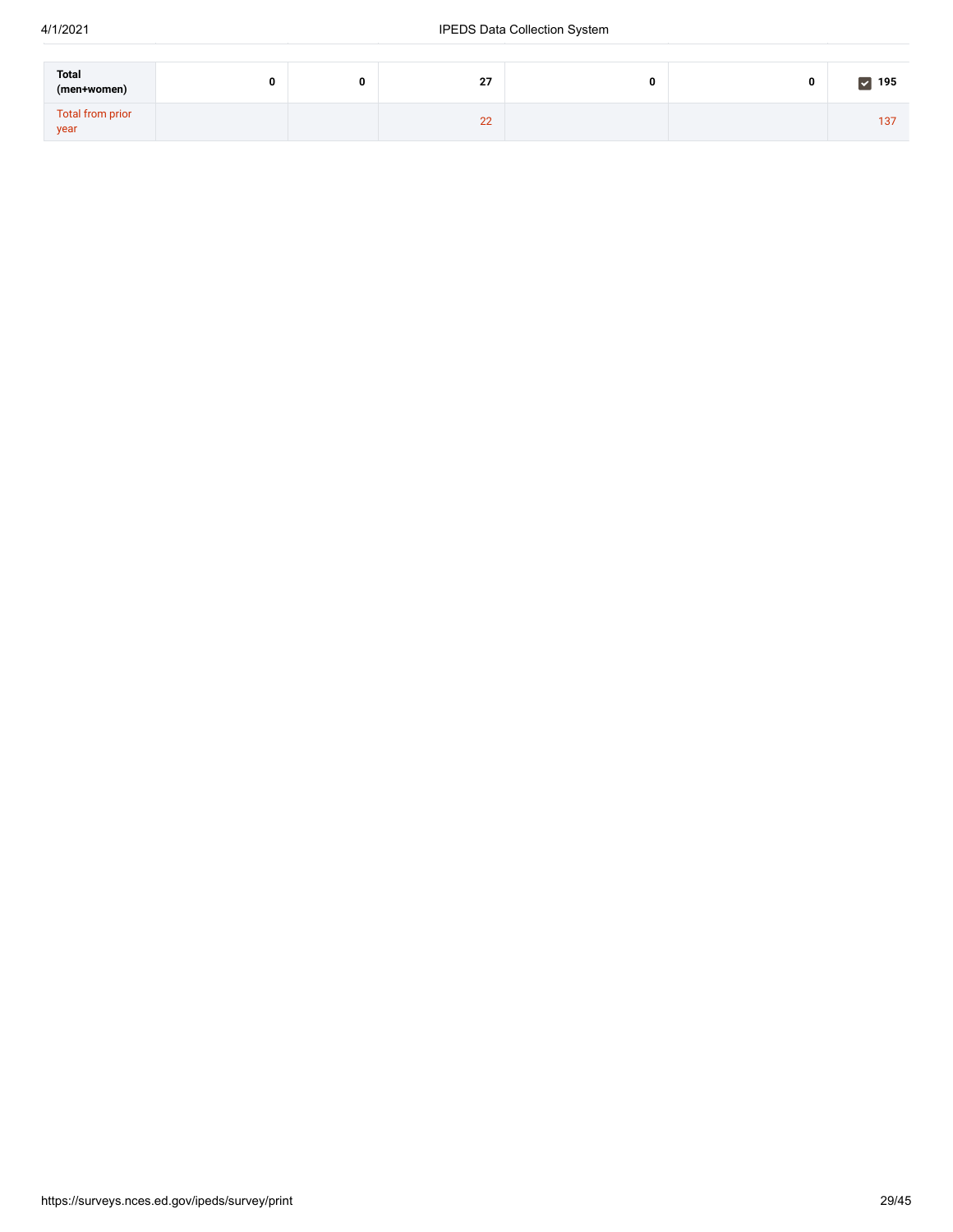| | | | | | | |
|---|---|---|---|---|---|---|
| **Total (men+women)** | **0** | **0** | **27** | **0** | **0** | ☑ **195** |
| Total from prior year | | | 22 | | | 137 |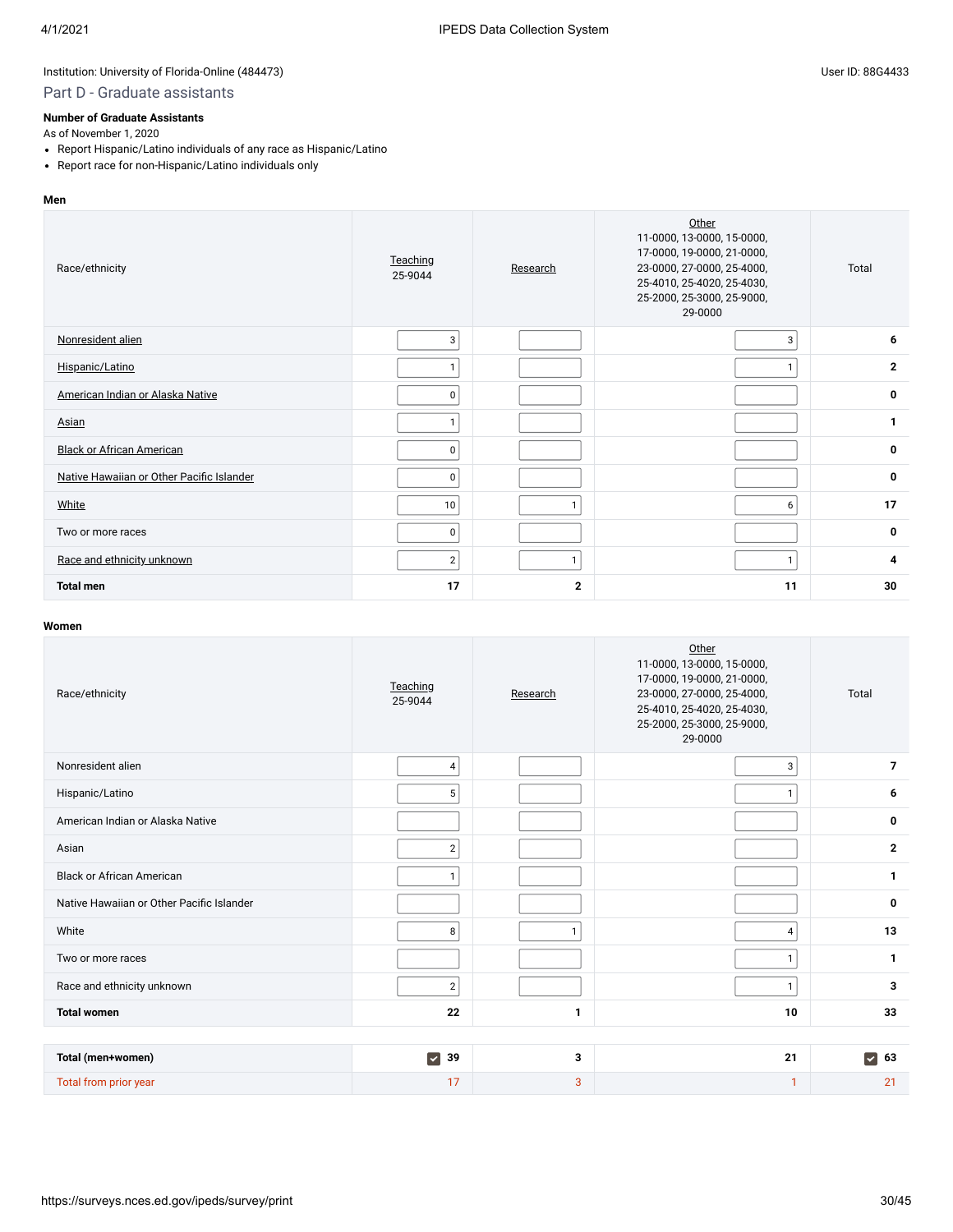Institution: University of Florida-Online (484473)

User ID: 88G4433

## Part D - Graduate assistants

**Number of Graduate Assistants**

As of November 1, 2020

- Report Hispanic/Latino individuals of any race as Hispanic/Latino
- Report race for non-Hispanic/Latino individuals only

**Men**

| Race/ethnicity | Teaching 25-9044 | Research | Other 11-0000, 13-0000, 15-0000, 17-0000, 19-0000, 21-0000, 23-0000, 27-0000, 25-4000, 25-4010, 25-4020, 25-4030, 25-2000, 25-3000, 25-9000, 29-0000 | Total |
|---|---|---|---|---|
| Nonresident alien | 3 | | 3 | 6 |
| Hispanic/Latino | 1 | | 1 | 2 |
| American Indian or Alaska Native | 0 | | | 0 |
| Asian | 1 | | | 1 |
| Black or African American | 0 | | | 0 |
| Native Hawaiian or Other Pacific Islander | 0 | | | 0 |
| White | 10 | 1 | 6 | 17 |
| Two or more races | 0 | | | 0 |
| Race and ethnicity unknown | 2 | 1 | 1 | 4 |
| **Total men** | **17** | **2** | **11** | **30** |

**Women**

| Race/ethnicity | Teaching 25-9044 | Research | Other 11-0000, 13-0000, 15-0000, 17-0000, 19-0000, 21-0000, 23-0000, 27-0000, 25-4000, 25-4010, 25-4020, 25-4030, 25-2000, 25-3000, 25-9000, 29-0000 | Total |
|---|---|---|---|---|
| Nonresident alien | 4 | | 3 | 7 |
| Hispanic/Latino | 5 | | 1 | 6 |
| American Indian or Alaska Native | | | | 0 |
| Asian | 2 | | | 2 |
| Black or African American | 1 | | | 1 |
| Native Hawaiian or Other Pacific Islander | | | | 0 |
| White | 8 | 1 | 4 | 13 |
| Two or more races | | | 1 | 1 |
| Race and ethnicity unknown | 2 | | 1 | 3 |
| **Total women** | **22** | **1** | **10** | **33** |

| | Teaching | Research | Other | Total |
|---|---|---|---|---|
| **Total (men+women)** | **39** | **3** | **21** | **63** |
| Total from prior year | 17 | 3 | 1 | 21 |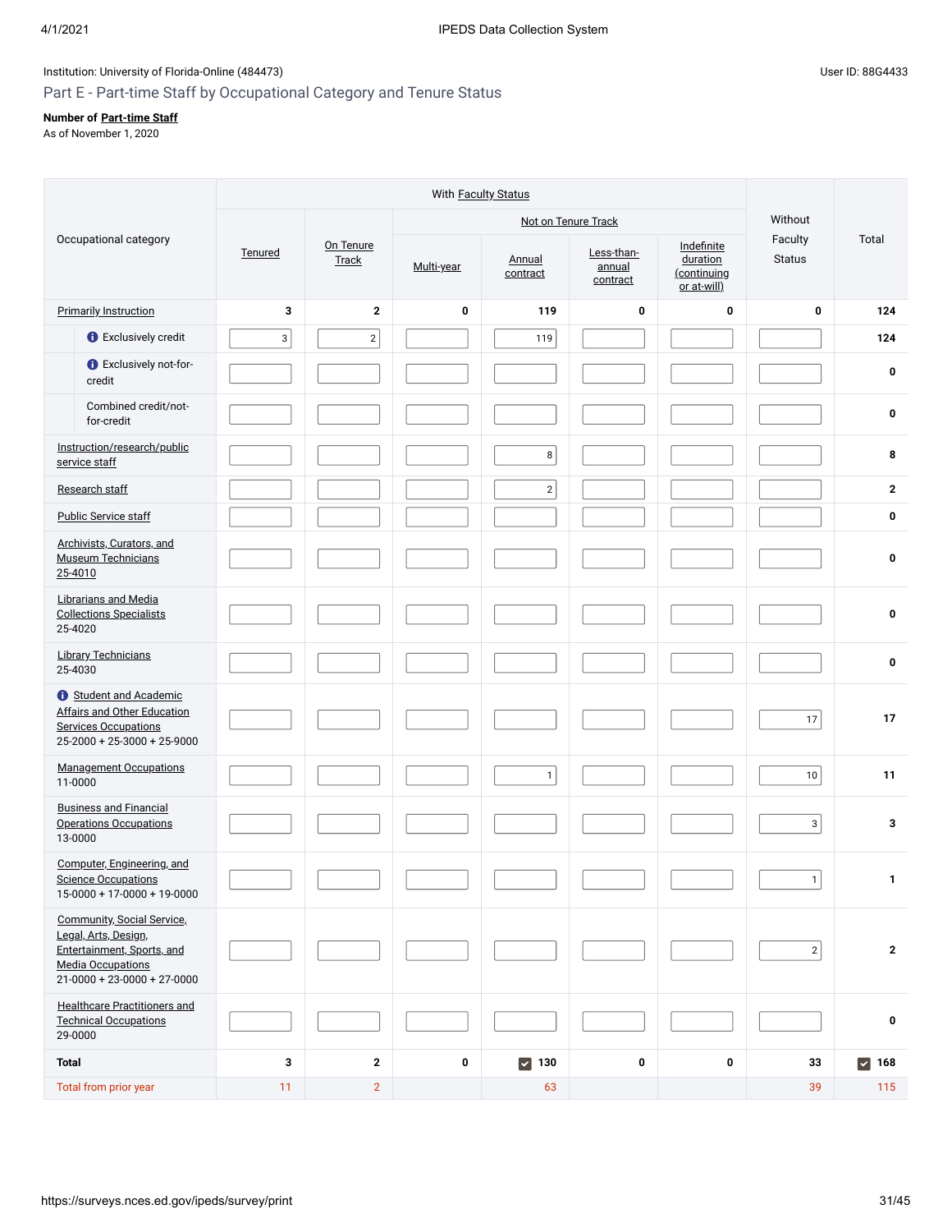Institution: University of Florida-Online (484473)

User ID: 88G4433

## Part E - Part-time Staff by Occupational Category and Tenure Status

**Number of Part-time Staff**
As of November 1, 2020

| Occupational category | With Faculty Status | | | | | | Without Faculty Status | Total |
|---|---|---|---|---|---|---|---|---|
| | Tenured | On Tenure Track | Not on Tenure Track | | | | | |
| | | | Multi-year | Annual contract | Less-than-annual contract | Indefinite duration (continuing or at-will) | | |
| Primarily Instruction | 3 | 2 | 0 | 119 | 0 | 0 | 0 | 124 |
| Exclusively credit | 3 | 2 | | 119 | | | | 124 |
| Exclusively not-for-credit | | | | | | | | 0 |
| Combined credit/not-for-credit | | | | | | | | 0 |
| Instruction/research/public service staff | | | | 8 | | | | 8 |
| Research staff | | | | 2 | | | | 2 |
| Public Service staff | | | | | | | | 0 |
| Archivists, Curators, and Museum Technicians 25-4010 | | | | | | | | 0 |
| Librarians and Media Collections Specialists 25-4020 | | | | | | | | 0 |
| Library Technicians 25-4030 | | | | | | | | 0 |
| Student and Academic Affairs and Other Education Services Occupations 25-2000 + 25-3000 + 25-9000 | | | | | | | 17 | 17 |
| Management Occupations 11-0000 | | | | 1 | | | 10 | 11 |
| Business and Financial Operations Occupations 13-0000 | | | | | | | 3 | 3 |
| Computer, Engineering, and Science Occupations 15-0000 + 17-0000 + 19-0000 | | | | | | | 1 | 1 |
| Community, Social Service, Legal, Arts, Design, Entertainment, Sports, and Media Occupations 21-0000 + 23-0000 + 27-0000 | | | | | | | 2 | 2 |
| Healthcare Practitioners and Technical Occupations 29-0000 | | | | | | | | 0 |
| **Total** | 3 | 2 | 0 | 130 | 0 | 0 | 33 | 168 |
| Total from prior year | 11 | 2 | | 63 | | | 39 | 115 |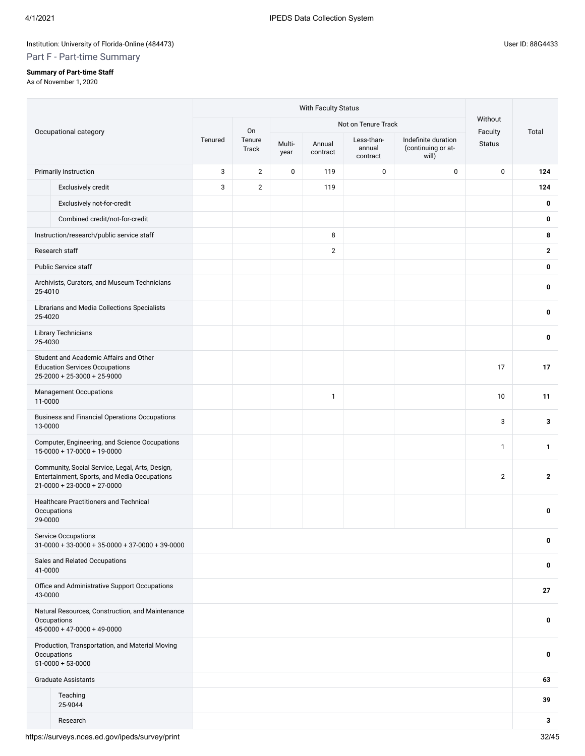Institution: University of Florida-Online (484473)

User ID: 88G4433

## Part F - Part-time Summary

**Summary of Part-time Staff**
As of November 1, 2020

| Occupational category | With Faculty Status | | | | | | Without Faculty Status | Total |
|---|---|---|---|---|---|---|---|---|
| | Tenured | On Tenure Track | Not on Tenure Track | | | | | |
| | | | Multi-year | Annual contract | Less-than-annual contract | Indefinite duration (continuing or at-will) | | |
| Primarily Instruction | 3 | 2 | 0 | 119 | 0 | 0 | 0 | **124** |
| Exclusively credit | 3 | 2 | | 119 | | | | **124** |
| Exclusively not-for-credit | | | | | | | | **0** |
| Combined credit/not-for-credit | | | | | | | | **0** |
| Instruction/research/public service staff | | | | 8 | | | | **8** |
| Research staff | | | | 2 | | | | **2** |
| Public Service staff | | | | | | | | **0** |
| Archivists, Curators, and Museum Technicians 25-4010 | | | | | | | | **0** |
| Librarians and Media Collections Specialists 25-4020 | | | | | | | | **0** |
| Library Technicians 25-4030 | | | | | | | | **0** |
| Student and Academic Affairs and Other Education Services Occupations 25-2000 + 25-3000 + 25-9000 | | | | | | | 17 | **17** |
| Management Occupations 11-0000 | | | | 1 | | | 10 | **11** |
| Business and Financial Operations Occupations 13-0000 | | | | | | | 3 | **3** |
| Computer, Engineering, and Science Occupations 15-0000 + 17-0000 + 19-0000 | | | | | | | 1 | **1** |
| Community, Social Service, Legal, Arts, Design, Entertainment, Sports, and Media Occupations 21-0000 + 23-0000 + 27-0000 | | | | | | | 2 | **2** |
| Healthcare Practitioners and Technical Occupations 29-0000 | | | | | | | | **0** |
| Service Occupations 31-0000 + 33-0000 + 35-0000 + 37-0000 + 39-0000 | | | | | | | | **0** |
| Sales and Related Occupations 41-0000 | | | | | | | | **0** |
| Office and Administrative Support Occupations 43-0000 | | | | | | | | **27** |
| Natural Resources, Construction, and Maintenance Occupations 45-0000 + 47-0000 + 49-0000 | | | | | | | | **0** |
| Production, Transportation, and Material Moving Occupations 51-0000 + 53-0000 | | | | | | | | **0** |
| Graduate Assistants | | | | | | | | **63** |
| Teaching 25-9044 | | | | | | | | **39** |
| Research | | | | | | | | **3** |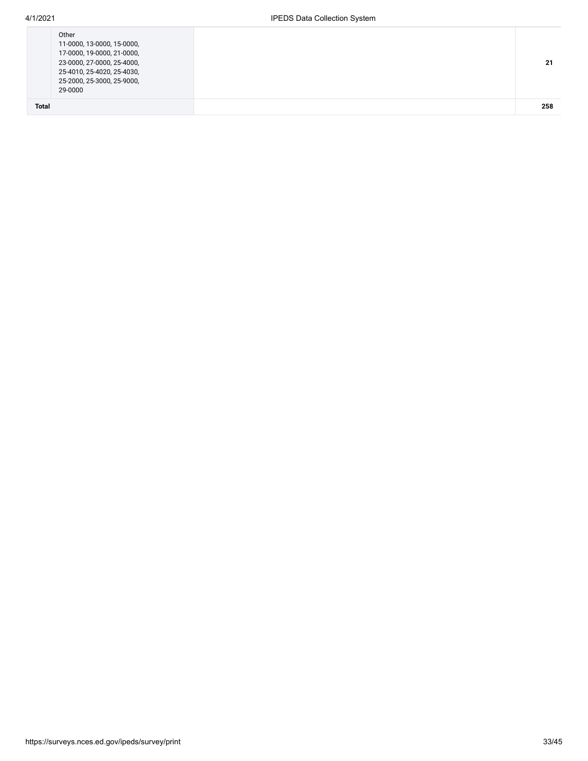| | | | |
|---|---|---|---|
| | Other<br>11-0000, 13-0000, 15-0000,<br>17-0000, 19-0000, 21-0000,<br>23-0000, 27-0000, 25-4000,<br>25-4010, 25-4020, 25-4030,<br>25-2000, 25-3000, 25-9000,<br>29-0000 | | **21** |
| **Total** | | | **258** |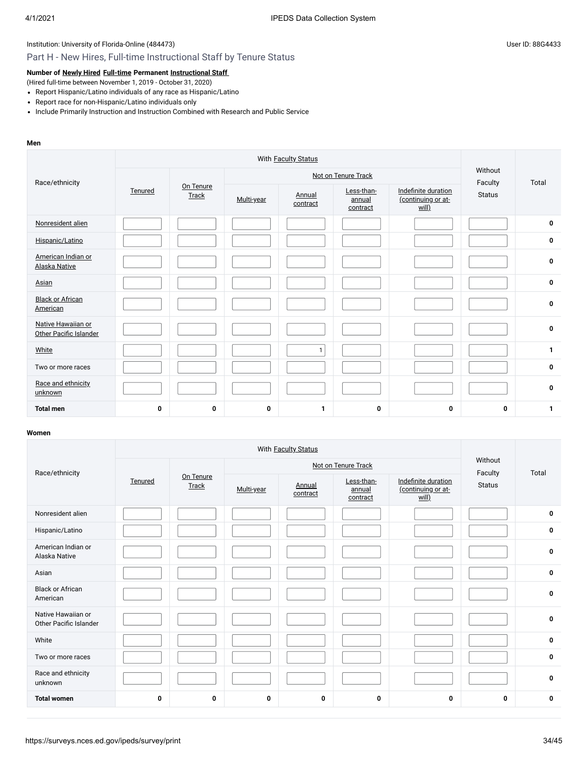Institution: University of Florida-Online (484473)

User ID: 88G4433

## Part H - New Hires, Full-time Instructional Staff by Tenure Status

**Number of Newly Hired Full-time Permanent Instructional Staff**

(Hired full-time between November 1, 2019 - October 31, 2020)

- Report Hispanic/Latino individuals of any race as Hispanic/Latino
- Report race for non-Hispanic/Latino individuals only
- Include Primarily Instruction and Instruction Combined with Research and Public Service

**Men**

| Race/ethnicity | With Faculty Status | | | | | | Without Faculty Status | Total |
|---|---|---|---|---|---|---|---|---|
| | Tenured | On Tenure Track | Not on Tenure Track | | | | | |
| | | | Multi-year | Annual contract | Less-than-annual contract | Indefinite duration (continuing or at-will) | | |
| Nonresident alien | | | | | | | | 0 |
| Hispanic/Latino | | | | | | | | 0 |
| American Indian or Alaska Native | | | | | | | | 0 |
| Asian | | | | | | | | 0 |
| Black or African American | | | | | | | | 0 |
| Native Hawaiian or Other Pacific Islander | | | | | | | | 0 |
| White | | | | 1 | | | | 1 |
| Two or more races | | | | | | | | 0 |
| Race and ethnicity unknown | | | | | | | | 0 |
| **Total men** | 0 | 0 | 0 | 1 | 0 | 0 | 0 | 1 |

**Women**

| Race/ethnicity | With Faculty Status | | | | | | Without Faculty Status | Total |
|---|---|---|---|---|---|---|---|---|
| | Tenured | On Tenure Track | Not on Tenure Track | | | | | |
| | | | Multi-year | Annual contract | Less-than-annual contract | Indefinite duration (continuing or at-will) | | |
| Nonresident alien | | | | | | | | 0 |
| Hispanic/Latino | | | | | | | | 0 |
| American Indian or Alaska Native | | | | | | | | 0 |
| Asian | | | | | | | | 0 |
| Black or African American | | | | | | | | 0 |
| Native Hawaiian or Other Pacific Islander | | | | | | | | 0 |
| White | | | | | | | | 0 |
| Two or more races | | | | | | | | 0 |
| Race and ethnicity unknown | | | | | | | | 0 |
| **Total women** | 0 | 0 | 0 | 0 | 0 | 0 | 0 | 0 |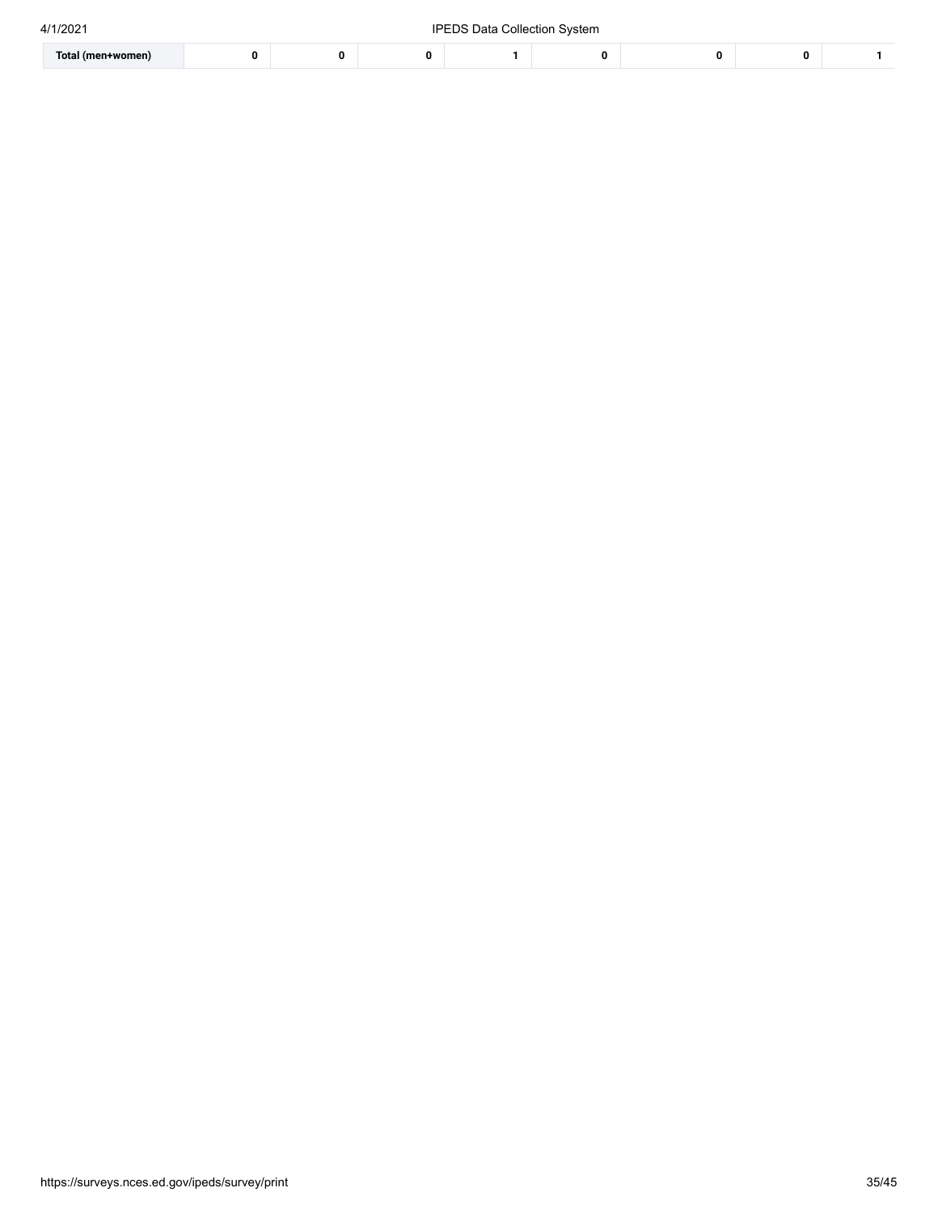| Total (men+women) | 0 | 0 | 0 | 1 | 0 | 0 | 0 | 1 |
|---|---|---|---|---|---|---|---|---|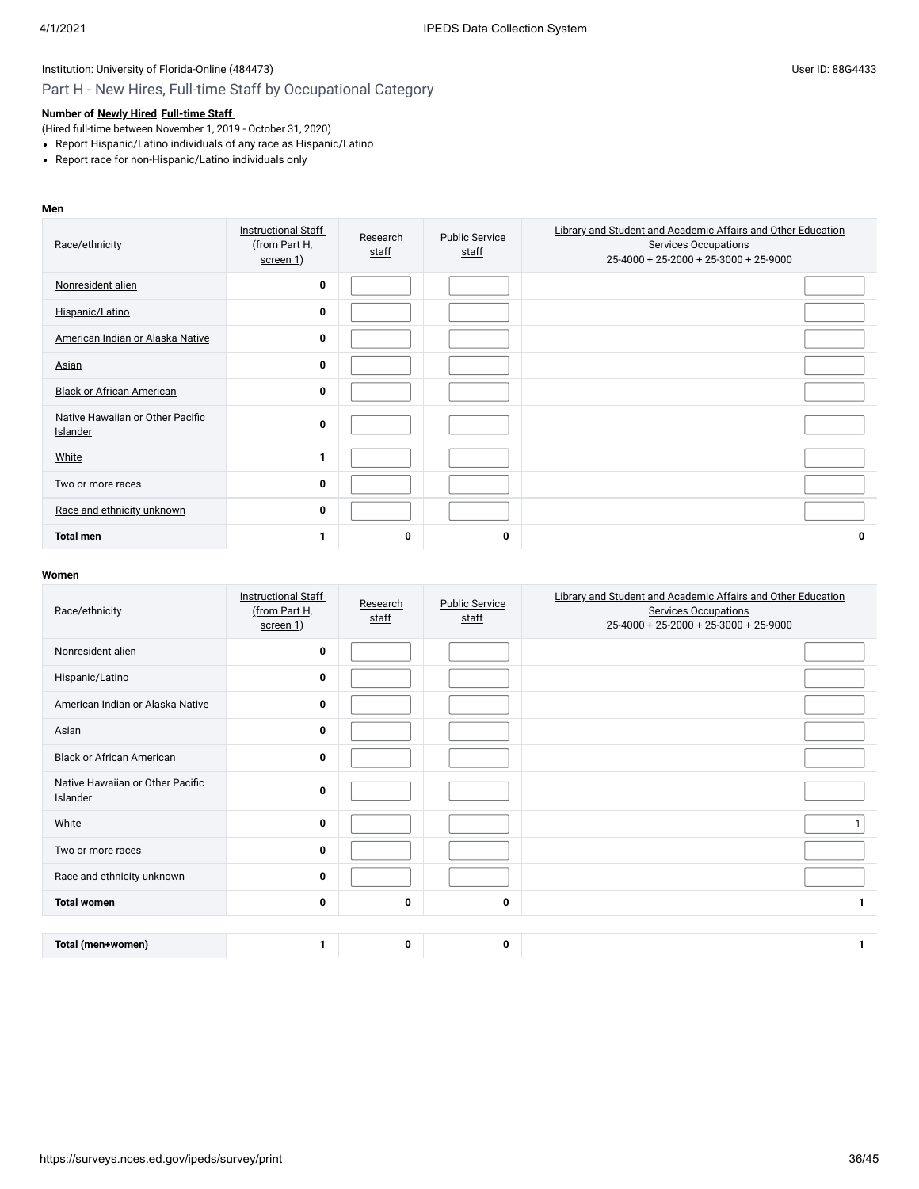Institution: University of Florida-Online (484473)

User ID: 88G4433

## Part H - New Hires, Full-time Staff by Occupational Category

**Number of Newly Hired Full-time Staff**

(Hired full-time between November 1, 2019 - October 31, 2020)

- Report Hispanic/Latino individuals of any race as Hispanic/Latino
- Report race for non-Hispanic/Latino individuals only

**Men**

| Race/ethnicity | Instructional Staff (from Part H, screen 1) | Research staff | Public Service staff | Library and Student and Academic Affairs and Other Education Services Occupations 25-4000 + 25-2000 + 25-3000 + 25-9000 |
|---|---|---|---|---|
| Nonresident alien | 0 | | | |
| Hispanic/Latino | 0 | | | |
| American Indian or Alaska Native | 0 | | | |
| Asian | 0 | | | |
| Black or African American | 0 | | | |
| Native Hawaiian or Other Pacific Islander | 0 | | | |
| White | 1 | | | |
| Two or more races | 0 | | | |
| Race and ethnicity unknown | 0 | | | |
| **Total men** | **1** | **0** | **0** | **0** |

**Women**

| Race/ethnicity | Instructional Staff (from Part H, screen 1) | Research staff | Public Service staff | Library and Student and Academic Affairs and Other Education Services Occupations 25-4000 + 25-2000 + 25-3000 + 25-9000 |
|---|---|---|---|---|
| Nonresident alien | 0 | | | |
| Hispanic/Latino | 0 | | | |
| American Indian or Alaska Native | 0 | | | |
| Asian | 0 | | | |
| Black or African American | 0 | | | |
| Native Hawaiian or Other Pacific Islander | 0 | | | |
| White | 0 | | | 1 |
| Two or more races | 0 | | | |
| Race and ethnicity unknown | 0 | | | |
| **Total women** | **0** | **0** | **0** | **1** |

| | | | | |
|---|---|---|---|---|
| **Total (men+women)** | **1** | **0** | **0** | **1** |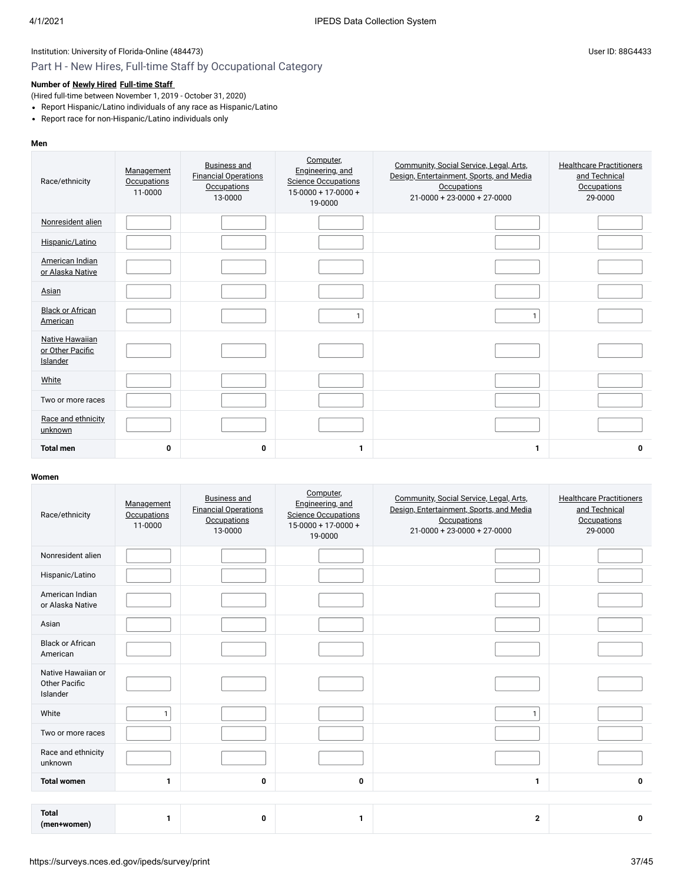Institution: University of Florida-Online (484473)

User ID: 88G4433

## Part H - New Hires, Full-time Staff by Occupational Category

**Number of Newly Hired Full-time Staff**

(Hired full-time between November 1, 2019 - October 31, 2020)

- Report Hispanic/Latino individuals of any race as Hispanic/Latino
- Report race for non-Hispanic/Latino individuals only

**Men**

| Race/ethnicity | Management Occupations 11-0000 | Business and Financial Operations Occupations 13-0000 | Computer, Engineering, and Science Occupations 15-0000 + 17-0000 + 19-0000 | Community, Social Service, Legal, Arts, Design, Entertainment, Sports, and Media Occupations 21-0000 + 23-0000 + 27-0000 | Healthcare Practitioners and Technical Occupations 29-0000 |
|---|---|---|---|---|---|
| Nonresident alien | | | | | |
| Hispanic/Latino | | | | | |
| American Indian or Alaska Native | | | | | |
| Asian | | | | | |
| Black or African American | | | 1 | 1 | |
| Native Hawaiian or Other Pacific Islander | | | | | |
| White | | | | | |
| Two or more races | | | | | |
| Race and ethnicity unknown | | | | | |
| **Total men** | **0** | **0** | **1** | **1** | **0** |

**Women**

| Race/ethnicity | Management Occupations 11-0000 | Business and Financial Operations Occupations 13-0000 | Computer, Engineering, and Science Occupations 15-0000 + 17-0000 + 19-0000 | Community, Social Service, Legal, Arts, Design, Entertainment, Sports, and Media Occupations 21-0000 + 23-0000 + 27-0000 | Healthcare Practitioners and Technical Occupations 29-0000 |
|---|---|---|---|---|---|
| Nonresident alien | | | | | |
| Hispanic/Latino | | | | | |
| American Indian or Alaska Native | | | | | |
| Asian | | | | | |
| Black or African American | | | | | |
| Native Hawaiian or Other Pacific Islander | | | | | |
| White | 1 | | | 1 | |
| Two or more races | | | | | |
| Race and ethnicity unknown | | | | | |
| **Total women** | **1** | **0** | **0** | **1** | **0** |

| | | | | | |
|---|---|---|---|---|---|
| **Total (men+women)** | **1** | **0** | **1** | **2** | **0** |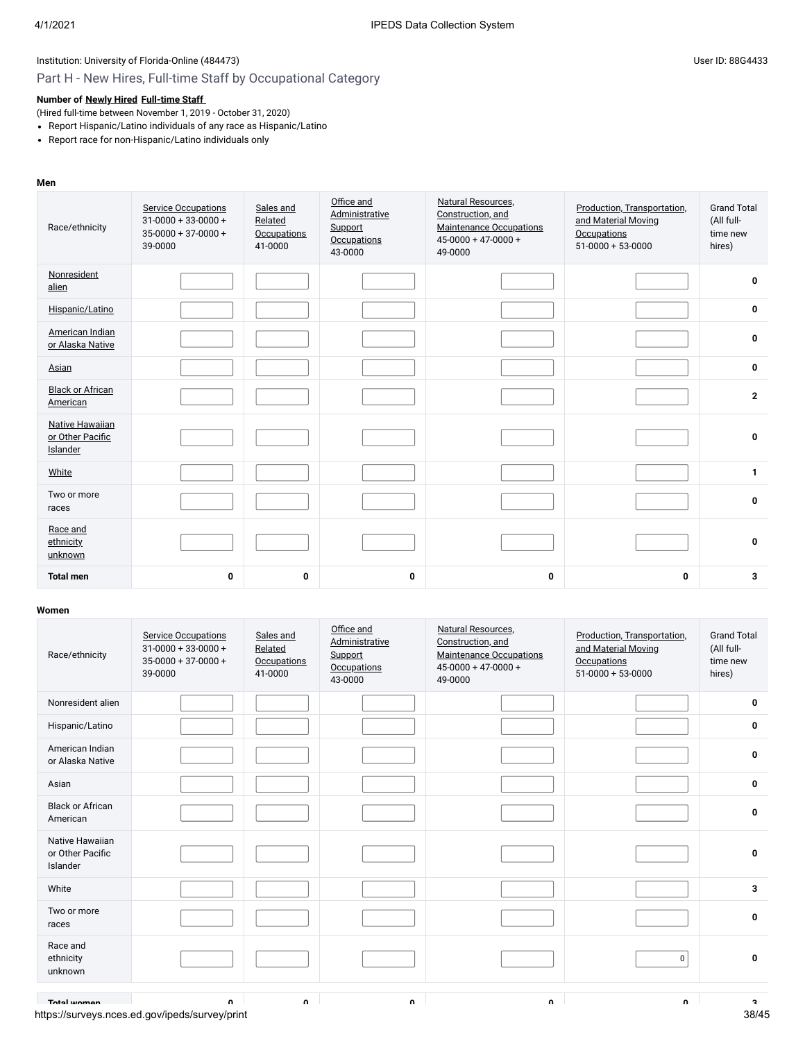Institution: University of Florida-Online (484473)

User ID: 88G4433

## Part H - New Hires, Full-time Staff by Occupational Category

**Number of Newly Hired Full-time Staff**

(Hired full-time between November 1, 2019 - October 31, 2020)

- Report Hispanic/Latino individuals of any race as Hispanic/Latino
- Report race for non-Hispanic/Latino individuals only

**Men**

| Race/ethnicity | Service Occupations 31-0000 + 33-0000 + 35-0000 + 37-0000 + 39-0000 | Sales and Related Occupations 41-0000 | Office and Administrative Support Occupations 43-0000 | Natural Resources, Construction, and Maintenance Occupations 45-0000 + 47-0000 + 49-0000 | Production, Transportation, and Material Moving Occupations 51-0000 + 53-0000 | Grand Total (All full-time new hires) |
|---|---|---|---|---|---|---|
| Nonresident alien | | | | | | **0** |
| Hispanic/Latino | | | | | | **0** |
| American Indian or Alaska Native | | | | | | **0** |
| Asian | | | | | | **0** |
| Black or African American | | | | | | **2** |
| Native Hawaiian or Other Pacific Islander | | | | | | **0** |
| White | | | | | | **1** |
| Two or more races | | | | | | **0** |
| Race and ethnicity unknown | | | | | | **0** |
| **Total men** | **0** | **0** | **0** | **0** | **0** | **3** |

**Women**

| Race/ethnicity | Service Occupations 31-0000 + 33-0000 + 35-0000 + 37-0000 + 39-0000 | Sales and Related Occupations 41-0000 | Office and Administrative Support Occupations 43-0000 | Natural Resources, Construction, and Maintenance Occupations 45-0000 + 47-0000 + 49-0000 | Production, Transportation, and Material Moving Occupations 51-0000 + 53-0000 | Grand Total (All full-time new hires) |
|---|---|---|---|---|---|---|
| Nonresident alien | | | | | | **0** |
| Hispanic/Latino | | | | | | **0** |
| American Indian or Alaska Native | | | | | | **0** |
| Asian | | | | | | **0** |
| Black or African American | | | | | | **0** |
| Native Hawaiian or Other Pacific Islander | | | | | | **0** |
| White | | | | | | **3** |
| Two or more races | | | | | | **0** |
| Race and ethnicity unknown | | | | | 0 | **0** |
| **Total women** | **0** | **0** | **0** | **0** | **0** | **3** |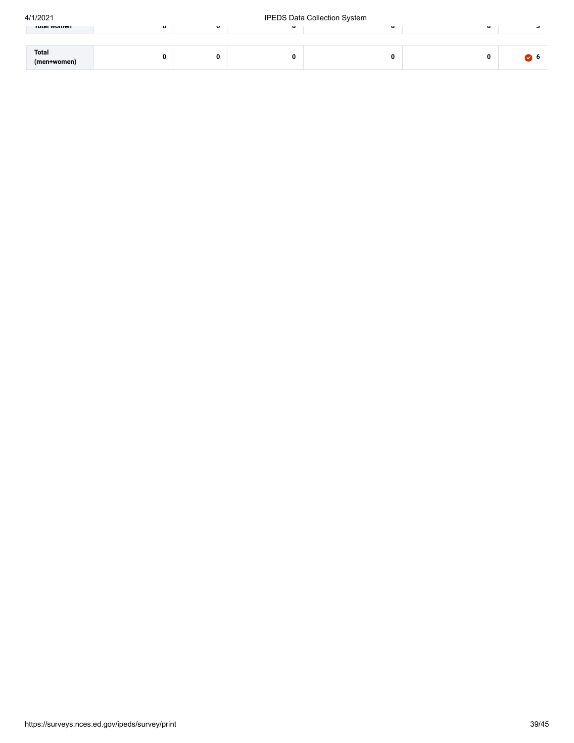| | | | | | | |
|---|---|---|---|---|---|---|
| Total women | 0 | 0 | 0 | 0 | 0 | 3 |
| Total (men+women) | 0 | 0 | 0 | 0 | 0 | 6 |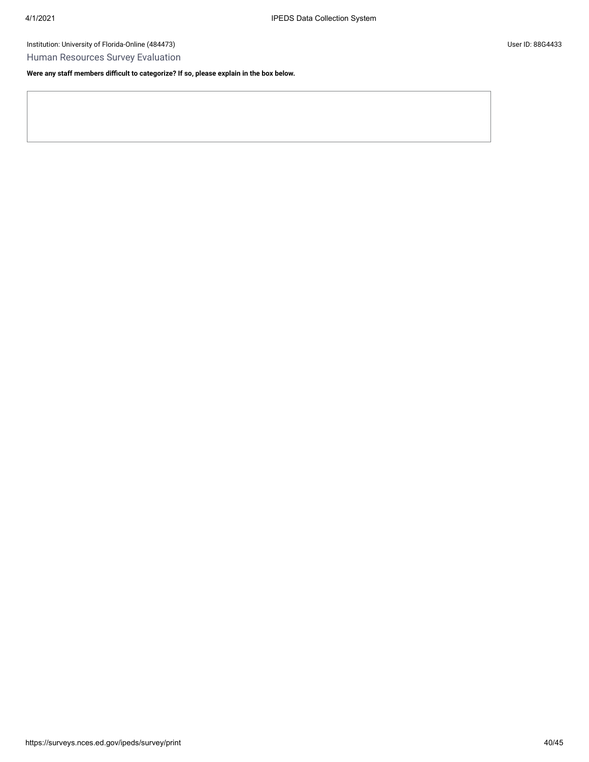Institution: University of Florida-Online (484473)

User ID: 88G4433

## Human Resources Survey Evaluation

**Were any staff members difficult to categorize? If so, please explain in the box below.**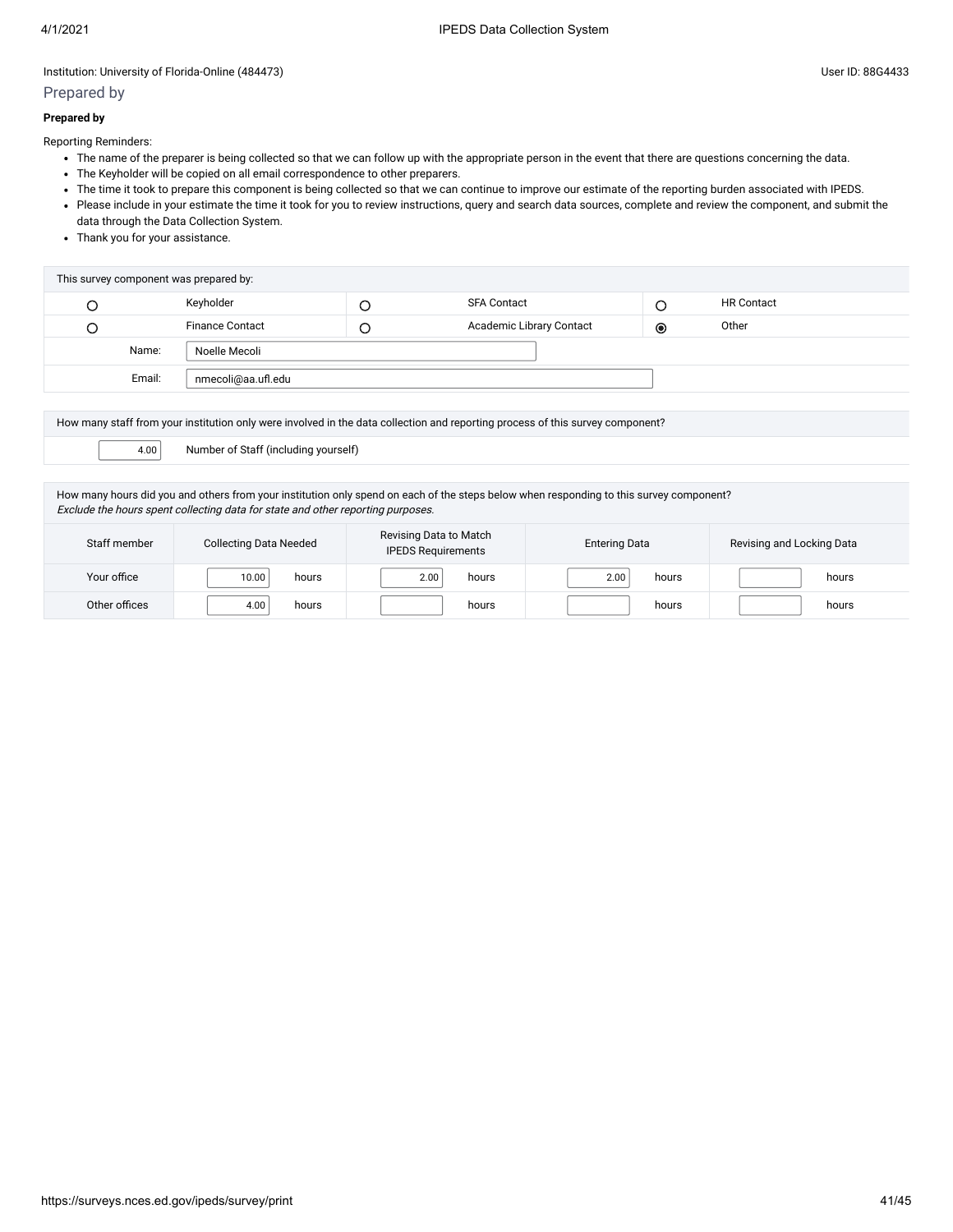Institution: University of Florida-Online (484473)

User ID: 88G4433

## Prepared by

**Prepared by**

Reporting Reminders:

- The name of the preparer is being collected so that we can follow up with the appropriate person in the event that there are questions concerning the data.
- The Keyholder will be copied on all email correspondence to other preparers.
- The time it took to prepare this component is being collected so that we can continue to improve our estimate of the reporting burden associated with IPEDS.
- Please include in your estimate the time it took for you to review instructions, query and search data sources, complete and review the component, and submit the data through the Data Collection System.
- Thank you for your assistance.

| This survey component was prepared by: | | | | | |
|---|---|---|---|---|---|
| ○ | Keyholder | ○ | SFA Contact | ○ | HR Contact |
| ○ | Finance Contact | ○ | Academic Library Contact | ◉ | Other |
| Name: | Noelle Mecoli | | | | |
| Email: | nmecoli@aa.ufl.edu | | | | |

How many staff from your institution only were involved in the data collection and reporting process of this survey component?

| 4.00 | Number of Staff (including yourself) |
|---|---|

How many hours did you and others from your institution only spend on each of the steps below when responding to this survey component?
*Exclude the hours spent collecting data for state and other reporting purposes.*

| Staff member | Collecting Data Needed | Revising Data to Match IPEDS Requirements | Entering Data | Revising and Locking Data |
|---|---|---|---|---|
| Your office | 10.00 hours | 2.00 hours | 2.00 hours | hours |
| Other offices | 4.00 hours | hours | hours | hours |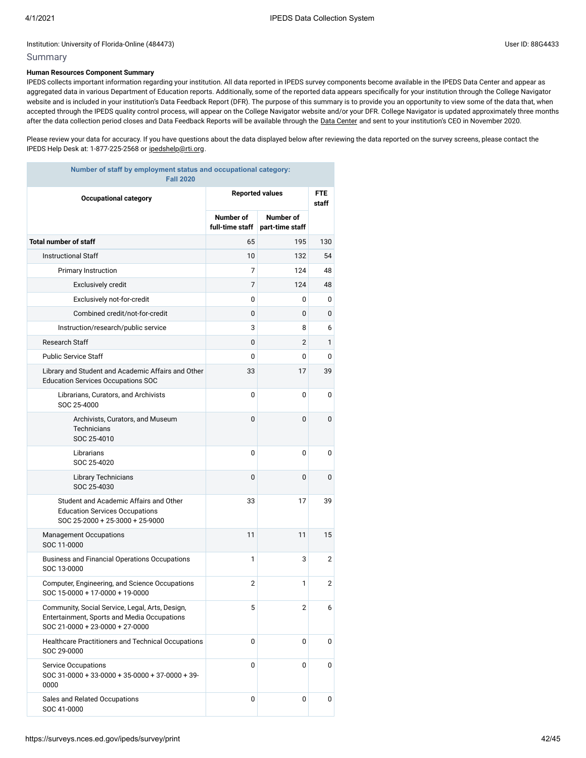Institution: University of Florida-Online (484473)

User ID: 88G4433

## Summary

**Human Resources Component Summary**

IPEDS collects important information regarding your institution. All data reported in IPEDS survey components become available in the IPEDS Data Center and appear as aggregated data in various Department of Education reports. Additionally, some of the reported data appears specifically for your institution through the College Navigator website and is included in your institution's Data Feedback Report (DFR). The purpose of this summary is to provide you an opportunity to view some of the data that, when accepted through the IPEDS quality control process, will appear on the College Navigator website and/or your DFR. College Navigator is updated approximately three months after the data collection period closes and Data Feedback Reports will be available through the Data Center and sent to your institution's CEO in November 2020.

Please review your data for accuracy. If you have questions about the data displayed below after reviewing the data reported on the survey screens, please contact the IPEDS Help Desk at: 1-877-225-2568 or ipedshelp@rti.org.

**Number of staff by employment status and occupational category: Fall 2020**

| Occupational category | Reported values | | FTE staff |
|---|---|---|---|
| | Number of full-time staff | Number of part-time staff | |
| **Total number of staff** | 65 | 195 | 130 |
| Instructional Staff | 10 | 132 | 54 |
| Primary Instruction | 7 | 124 | 48 |
| Exclusively credit | 7 | 124 | 48 |
| Exclusively not-for-credit | 0 | 0 | 0 |
| Combined credit/not-for-credit | 0 | 0 | 0 |
| Instruction/research/public service | 3 | 8 | 6 |
| Research Staff | 0 | 2 | 1 |
| Public Service Staff | 0 | 0 | 0 |
| Library and Student and Academic Affairs and Other Education Services Occupations SOC | 33 | 17 | 39 |
| Librarians, Curators, and Archivists SOC 25-4000 | 0 | 0 | 0 |
| Archivists, Curators, and Museum Technicians SOC 25-4010 | 0 | 0 | 0 |
| Librarians SOC 25-4020 | 0 | 0 | 0 |
| Library Technicians SOC 25-4030 | 0 | 0 | 0 |
| Student and Academic Affairs and Other Education Services Occupations SOC 25-2000 + 25-3000 + 25-9000 | 33 | 17 | 39 |
| Management Occupations SOC 11-0000 | 11 | 11 | 15 |
| Business and Financial Operations Occupations SOC 13-0000 | 1 | 3 | 2 |
| Computer, Engineering, and Science Occupations SOC 15-0000 + 17-0000 + 19-0000 | 2 | 1 | 2 |
| Community, Social Service, Legal, Arts, Design, Entertainment, Sports and Media Occupations SOC 21-0000 + 23-0000 + 27-0000 | 5 | 2 | 6 |
| Healthcare Practitioners and Technical Occupations SOC 29-0000 | 0 | 0 | 0 |
| Service Occupations SOC 31-0000 + 33-0000 + 35-0000 + 37-0000 + 39-0000 | 0 | 0 | 0 |
| Sales and Related Occupations SOC 41-0000 | 0 | 0 | 0 |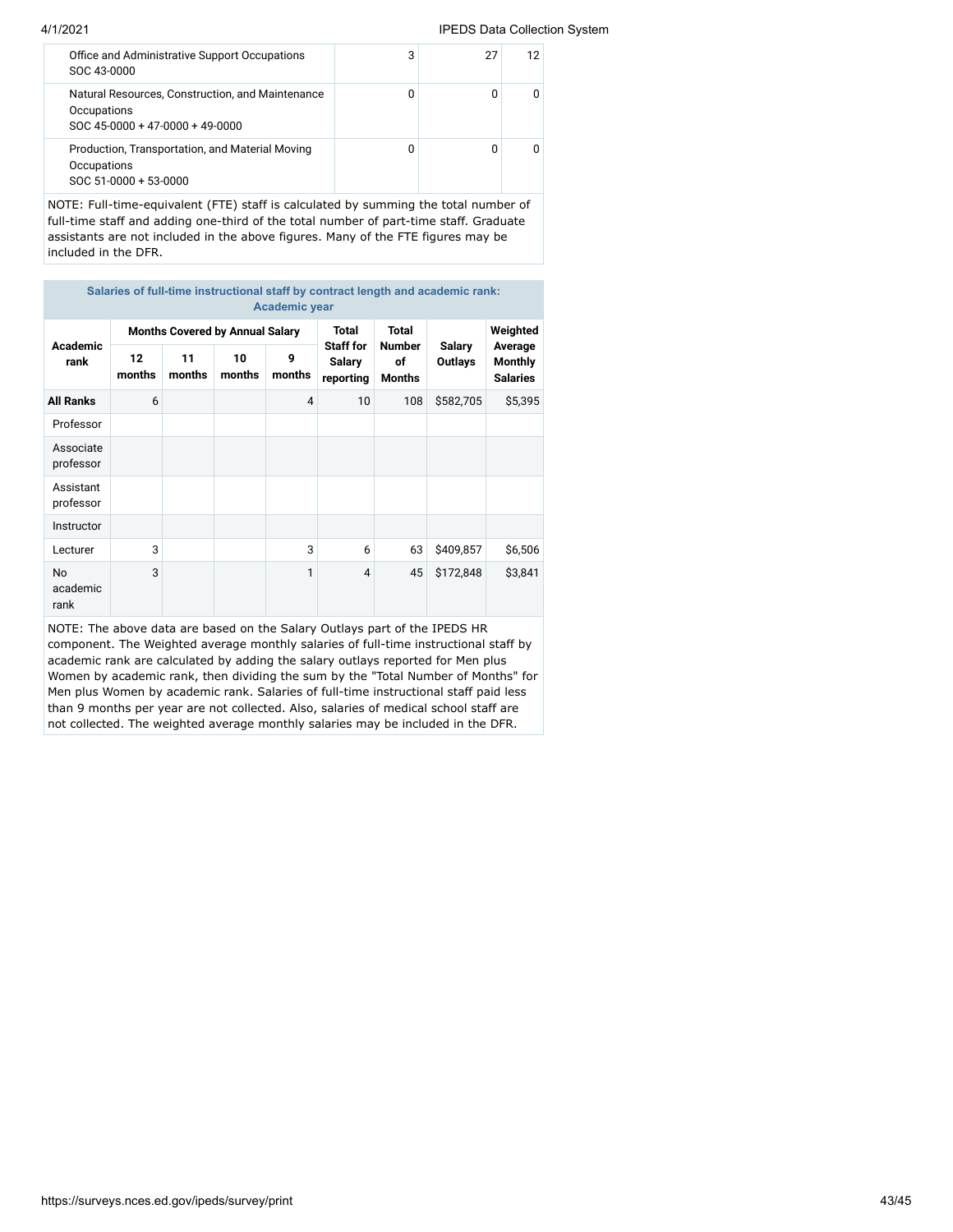| | | | |
|---|---|---|---|
| Office and Administrative Support Occupations<br>SOC 43-0000 | 3 | 27 | 12 |
| Natural Resources, Construction, and Maintenance Occupations<br>SOC 45-0000 + 47-0000 + 49-0000 | 0 | 0 | 0 |
| Production, Transportation, and Material Moving Occupations<br>SOC 51-0000 + 53-0000 | 0 | 0 | 0 |

NOTE: Full-time-equivalent (FTE) staff is calculated by summing the total number of full-time staff and adding one-third of the total number of part-time staff. Graduate assistants are not included in the above figures. Many of the FTE figures may be included in the DFR.

**Salaries of full-time instructional staff by contract length and academic rank: Academic year**

| Academic rank | Months Covered by Annual Salary | | | | Total Staff for Salary reporting | Total Number of Months | Salary Outlays | Weighted Average Monthly Salaries |
|---|---|---|---|---|---|---|---|---|
| | 12 months | 11 months | 10 months | 9 months | | | | |
| **All Ranks** | 6 | | | 4 | 10 | 108 | $582,705 | $5,395 |
| Professor | | | | | | | | |
| Associate professor | | | | | | | | |
| Assistant professor | | | | | | | | |
| Instructor | | | | | | | | |
| Lecturer | 3 | | | 3 | 6 | 63 | $409,857 | $6,506 |
| No academic rank | 3 | | | 1 | 4 | 45 | $172,848 | $3,841 |

NOTE: The above data are based on the Salary Outlays part of the IPEDS HR component. The Weighted average monthly salaries of full-time instructional staff by academic rank are calculated by adding the salary outlays reported for Men plus Women by academic rank, then dividing the sum by the "Total Number of Months" for Men plus Women by academic rank. Salaries of full-time instructional staff paid less than 9 months per year are not collected. Also, salaries of medical school staff are not collected. The weighted average monthly salaries may be included in the DFR.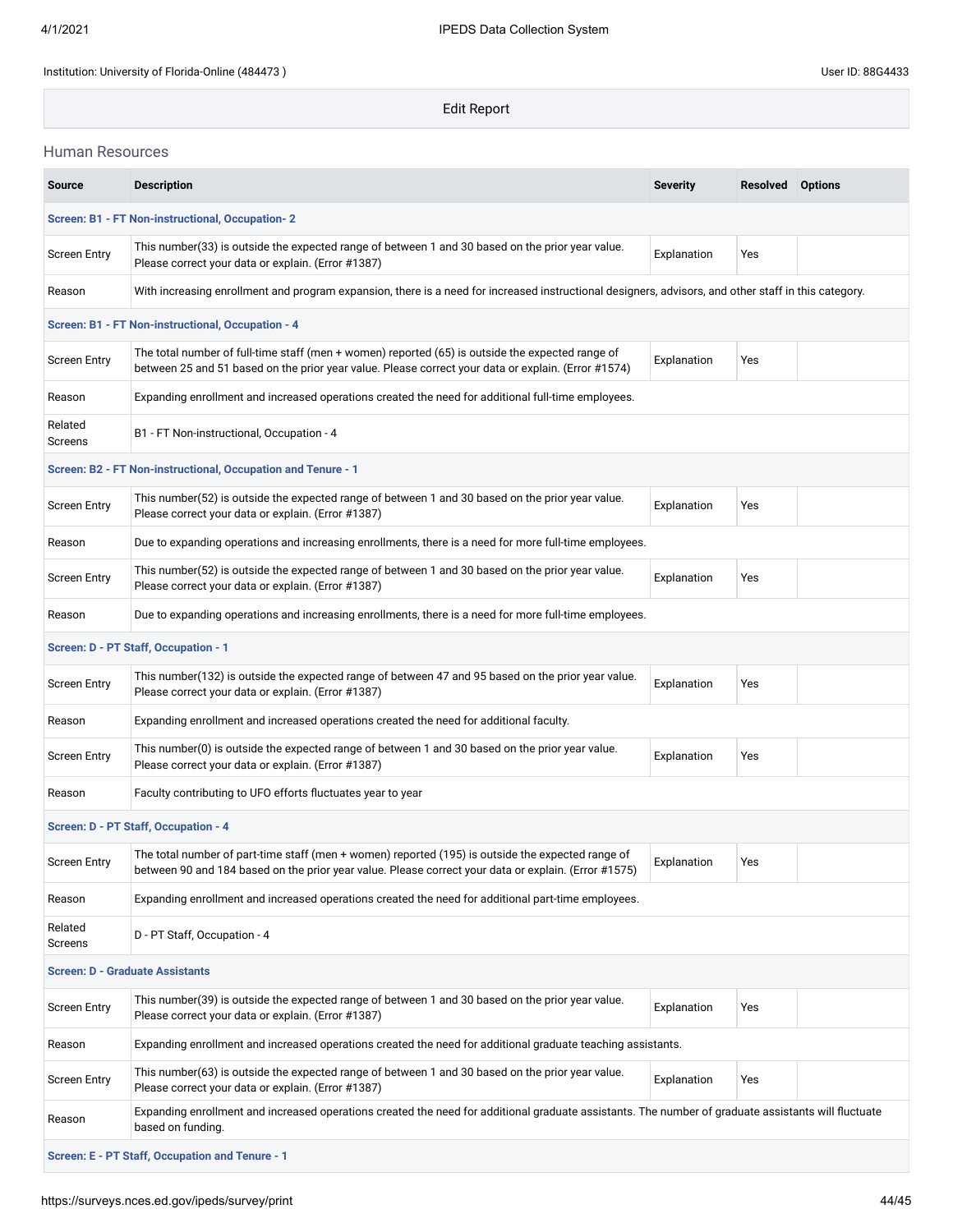Institution: University of Florida-Online (484473 )

User ID: 88G4433

Edit Report

## Human Resources

| Source | Description | Severity | Resolved | Options |
|---|---|---|---|---|
| **Screen: B1 - FT Non-instructional, Occupation- 2** | | | | |
| Screen Entry | This number(33) is outside the expected range of between 1 and 30 based on the prior year value. Please correct your data or explain. (Error #1387) | Explanation | Yes | |
| Reason | With increasing enrollment and program expansion, there is a need for increased instructional designers, advisors, and other staff in this category. | | | |
| **Screen: B1 - FT Non-instructional, Occupation - 4** | | | | |
| Screen Entry | The total number of full-time staff (men + women) reported (65) is outside the expected range of between 25 and 51 based on the prior year value. Please correct your data or explain. (Error #1574) | Explanation | Yes | |
| Reason | Expanding enrollment and increased operations created the need for additional full-time employees. | | | |
| Related Screens | B1 - FT Non-instructional, Occupation - 4 | | | |
| **Screen: B2 - FT Non-instructional, Occupation and Tenure - 1** | | | | |
| Screen Entry | This number(52) is outside the expected range of between 1 and 30 based on the prior year value. Please correct your data or explain. (Error #1387) | Explanation | Yes | |
| Reason | Due to expanding operations and increasing enrollments, there is a need for more full-time employees. | | | |
| Screen Entry | This number(52) is outside the expected range of between 1 and 30 based on the prior year value. Please correct your data or explain. (Error #1387) | Explanation | Yes | |
| Reason | Due to expanding operations and increasing enrollments, there is a need for more full-time employees. | | | |
| **Screen: D - PT Staff, Occupation - 1** | | | | |
| Screen Entry | This number(132) is outside the expected range of between 47 and 95 based on the prior year value. Please correct your data or explain. (Error #1387) | Explanation | Yes | |
| Reason | Expanding enrollment and increased operations created the need for additional faculty. | | | |
| Screen Entry | This number(0) is outside the expected range of between 1 and 30 based on the prior year value. Please correct your data or explain. (Error #1387) | Explanation | Yes | |
| Reason | Faculty contributing to UFO efforts fluctuates year to year | | | |
| **Screen: D - PT Staff, Occupation - 4** | | | | |
| Screen Entry | The total number of part-time staff (men + women) reported (195) is outside the expected range of between 90 and 184 based on the prior year value. Please correct your data or explain. (Error #1575) | Explanation | Yes | |
| Reason | Expanding enrollment and increased operations created the need for additional part-time employees. | | | |
| Related Screens | D - PT Staff, Occupation - 4 | | | |
| **Screen: D - Graduate Assistants** | | | | |
| Screen Entry | This number(39) is outside the expected range of between 1 and 30 based on the prior year value. Please correct your data or explain. (Error #1387) | Explanation | Yes | |
| Reason | Expanding enrollment and increased operations created the need for additional graduate teaching assistants. | | | |
| Screen Entry | This number(63) is outside the expected range of between 1 and 30 based on the prior year value. Please correct your data or explain. (Error #1387) | Explanation | Yes | |
| Reason | Expanding enrollment and increased operations created the need for additional graduate assistants. The number of graduate assistants will fluctuate based on funding. | | | |
| **Screen: E - PT Staff, Occupation and Tenure - 1** | | | | |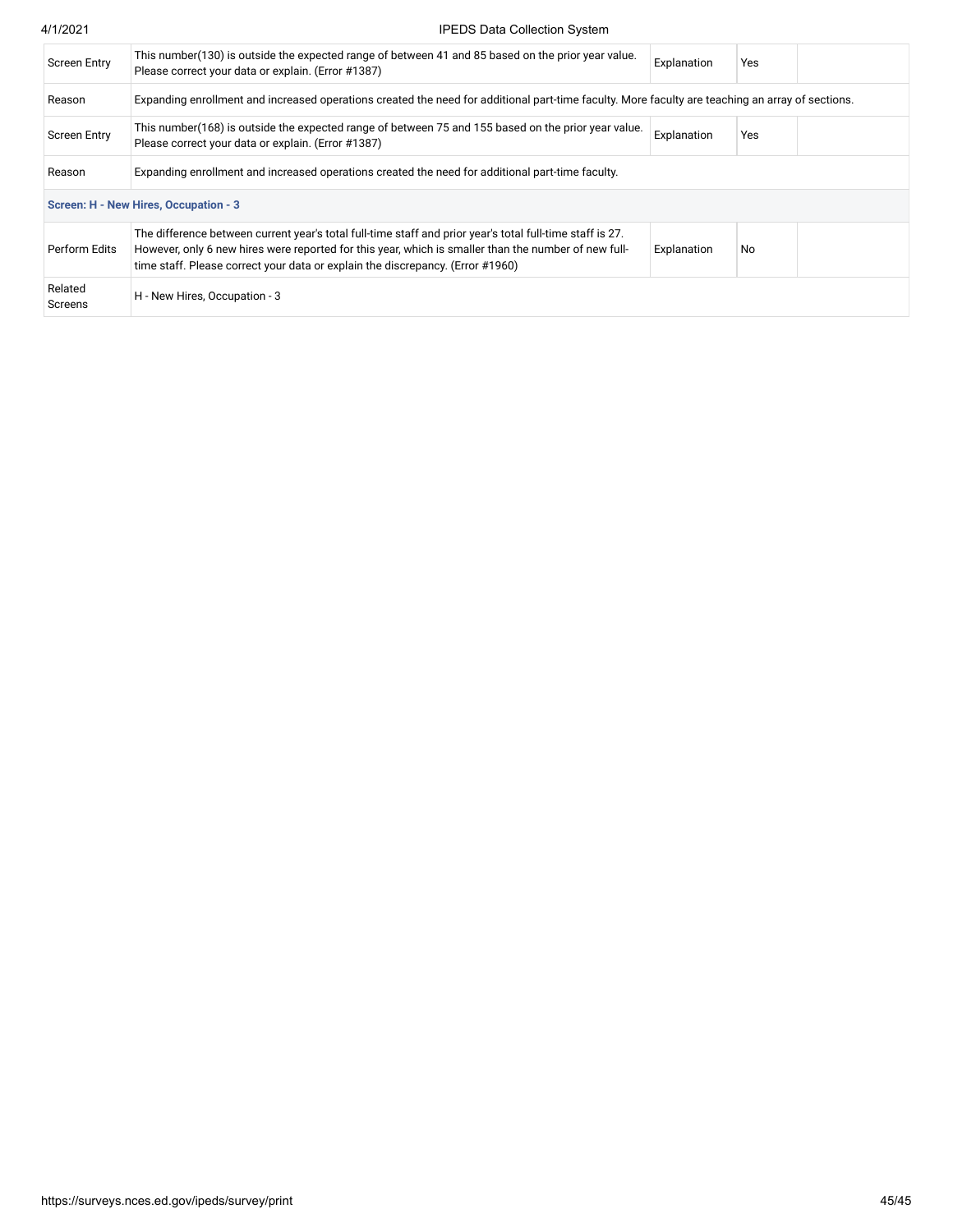| | | | | |
|---|---|---|---|---|
| Screen Entry | This number(130) is outside the expected range of between 41 and 85 based on the prior year value. Please correct your data or explain. (Error #1387) | Explanation | Yes | |
| Reason | Expanding enrollment and increased operations created the need for additional part-time faculty. More faculty are teaching an array of sections. | | | |
| Screen Entry | This number(168) is outside the expected range of between 75 and 155 based on the prior year value. Please correct your data or explain. (Error #1387) | Explanation | Yes | |
| Reason | Expanding enrollment and increased operations created the need for additional part-time faculty. | | | |
| **Screen: H - New Hires, Occupation - 3** | | | | |
| Perform Edits | The difference between current year's total full-time staff and prior year's total full-time staff is 27. However, only 6 new hires were reported for this year, which is smaller than the number of new full-time staff. Please correct your data or explain the discrepancy. (Error #1960) | Explanation | No | |
| Related Screens | H - New Hires, Occupation - 3 | | | |